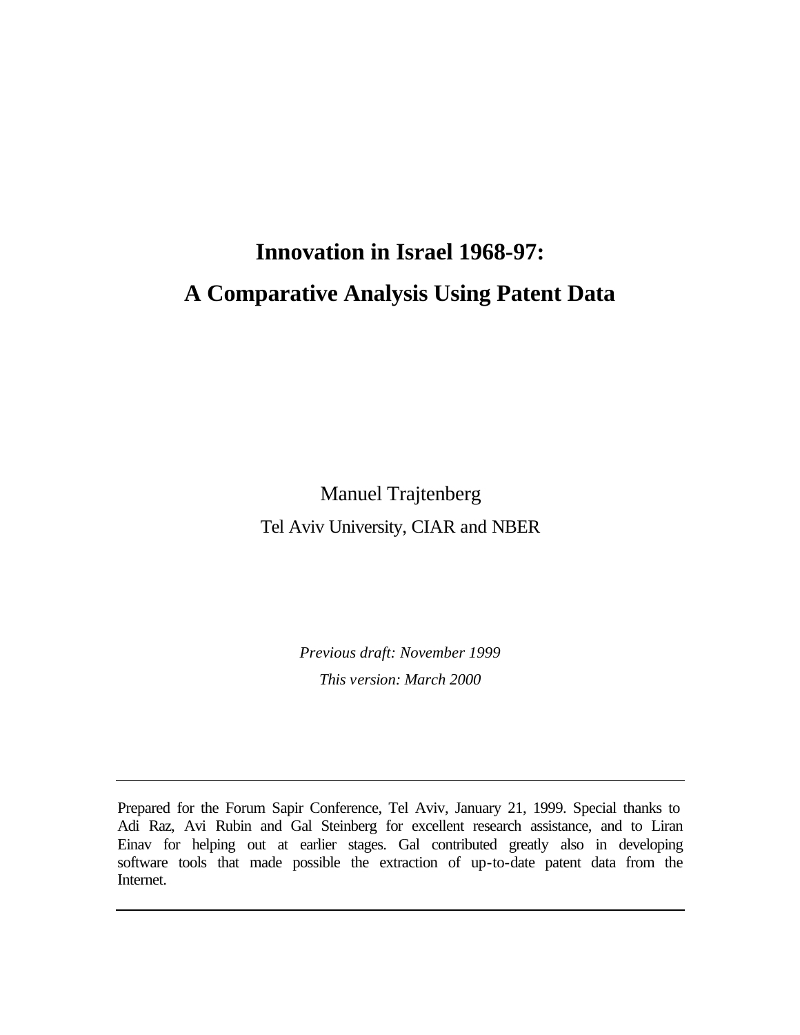# Innovation in Israel 1968-97:

# A Comparative Analysis Using Patent Data

Manuel Trajtenberg

Tel Aviv University, CIAR and NBER

*Previous draft: November 1999*

*This version: March 2000*

---

Prepared for the Forum Sapir Conference, Tel Aviv, January 21, 1999. Special thanks to Adi Raz, Avi Rubin and Gal Steinberg for excellent research assistance, and to Liran Einav for helping out at earlier stages. Gal contributed greatly also in developing software tools that made possible the extraction of up-to-date patent data from the Internet.

---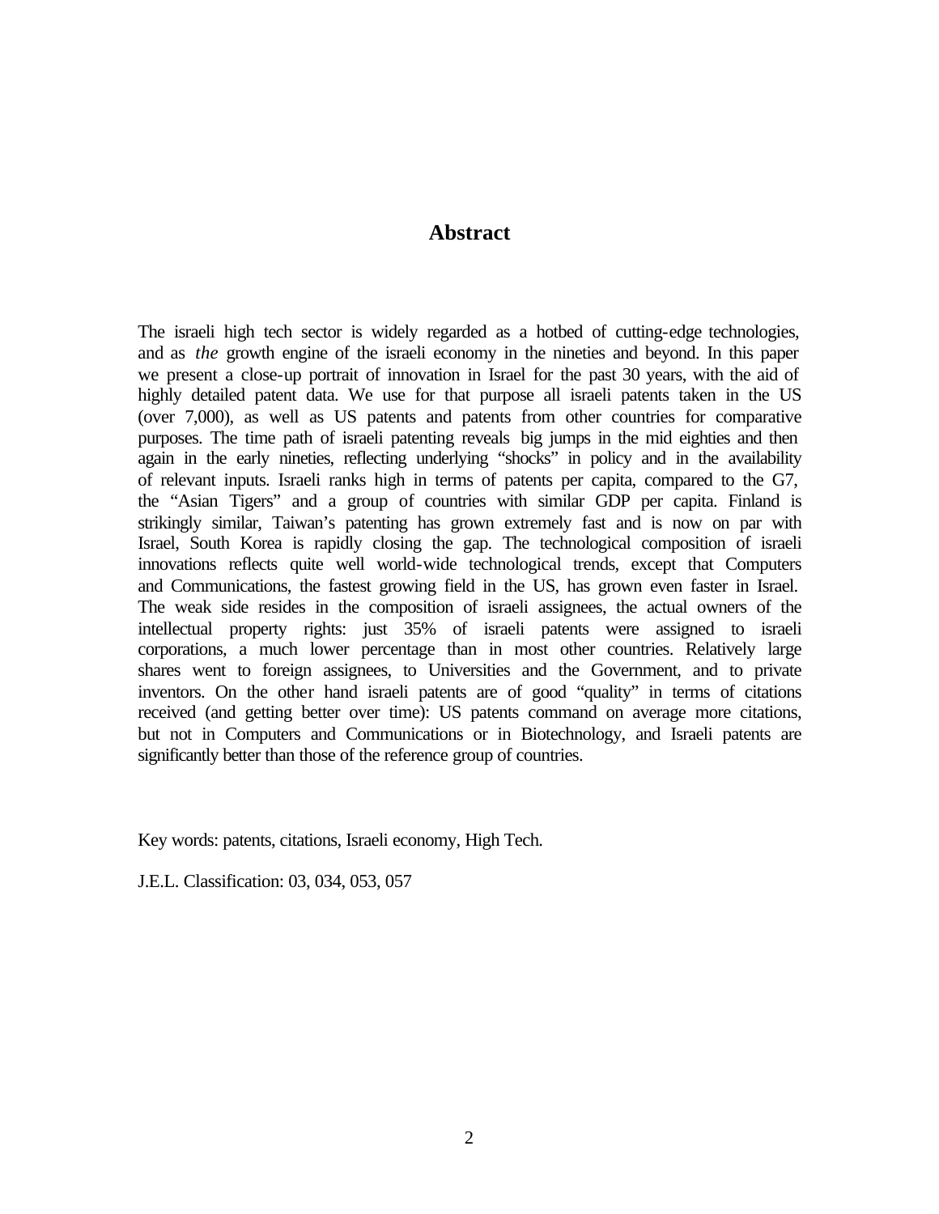## Abstract

The israeli high tech sector is widely regarded as a hotbed of cutting-edge technologies, and as *the* growth engine of the israeli economy in the nineties and beyond. In this paper we present a close-up portrait of innovation in Israel for the past 30 years, with the aid of highly detailed patent data. We use for that purpose all israeli patents taken in the US (over 7,000), as well as US patents and patents from other countries for comparative purposes. The time path of israeli patenting reveals big jumps in the mid eighties and then again in the early nineties, reflecting underlying "shocks" in policy and in the availability of relevant inputs. Israeli ranks high in terms of patents per capita, compared to the G7, the "Asian Tigers" and a group of countries with similar GDP per capita. Finland is strikingly similar, Taiwan's patenting has grown extremely fast and is now on par with Israel, South Korea is rapidly closing the gap. The technological composition of israeli innovations reflects quite well world-wide technological trends, except that Computers and Communications, the fastest growing field in the US, has grown even faster in Israel. The weak side resides in the composition of israeli assignees, the actual owners of the intellectual property rights: just 35% of israeli patents were assigned to israeli corporations, a much lower percentage than in most other countries. Relatively large shares went to foreign assignees, to Universities and the Government, and to private inventors. On the other hand israeli patents are of good "quality" in terms of citations received (and getting better over time): US patents command on average more citations, but not in Computers and Communications or in Biotechnology, and Israeli patents are significantly better than those of the reference group of countries.

Key words: patents, citations, Israeli economy, High Tech.

J.E.L. Classification: 03, 034, 053, 057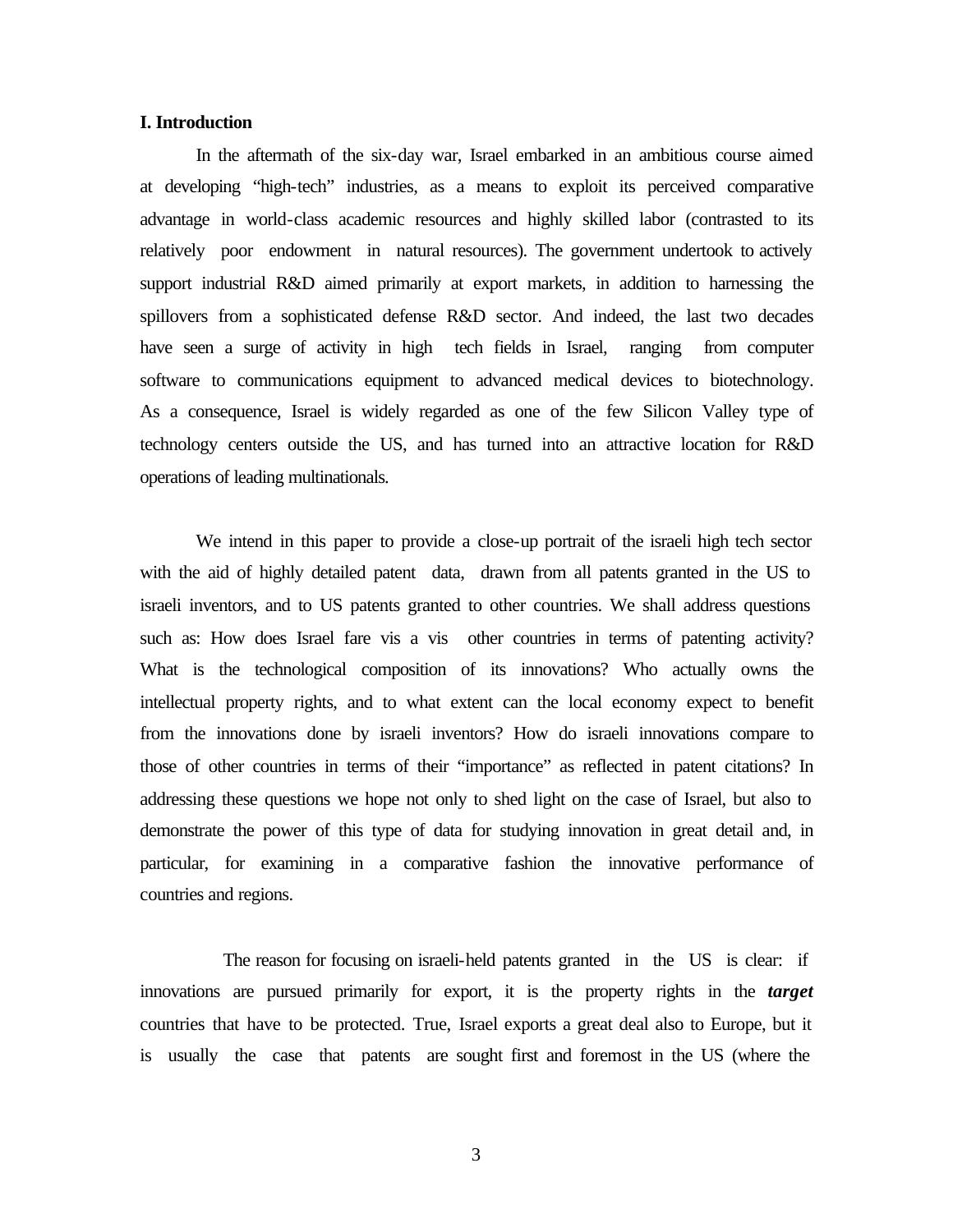## I. Introduction

In the aftermath of the six-day war, Israel embarked in an ambitious course aimed at developing "high-tech" industries, as a means to exploit its perceived comparative advantage in world-class academic resources and highly skilled labor (contrasted to its relatively poor endowment in natural resources). The government undertook to actively support industrial R&D aimed primarily at export markets, in addition to harnessing the spillovers from a sophisticated defense R&D sector. And indeed, the last two decades have seen a surge of activity in high tech fields in Israel, ranging from computer software to communications equipment to advanced medical devices to biotechnology. As a consequence, Israel is widely regarded as one of the few Silicon Valley type of technology centers outside the US, and has turned into an attractive location for R&D operations of leading multinationals.

We intend in this paper to provide a close-up portrait of the israeli high tech sector with the aid of highly detailed patent data, drawn from all patents granted in the US to israeli inventors, and to US patents granted to other countries. We shall address questions such as: How does Israel fare vis a vis other countries in terms of patenting activity? What is the technological composition of its innovations? Who actually owns the intellectual property rights, and to what extent can the local economy expect to benefit from the innovations done by israeli inventors? How do israeli innovations compare to those of other countries in terms of their "importance" as reflected in patent citations? In addressing these questions we hope not only to shed light on the case of Israel, but also to demonstrate the power of this type of data for studying innovation in great detail and, in particular, for examining in a comparative fashion the innovative performance of countries and regions.

The reason for focusing on israeli-held patents granted in the US is clear: if innovations are pursued primarily for export, it is the property rights in the ***target*** countries that have to be protected. True, Israel exports a great deal also to Europe, but it is usually the case that patents are sought first and foremost in the US (where the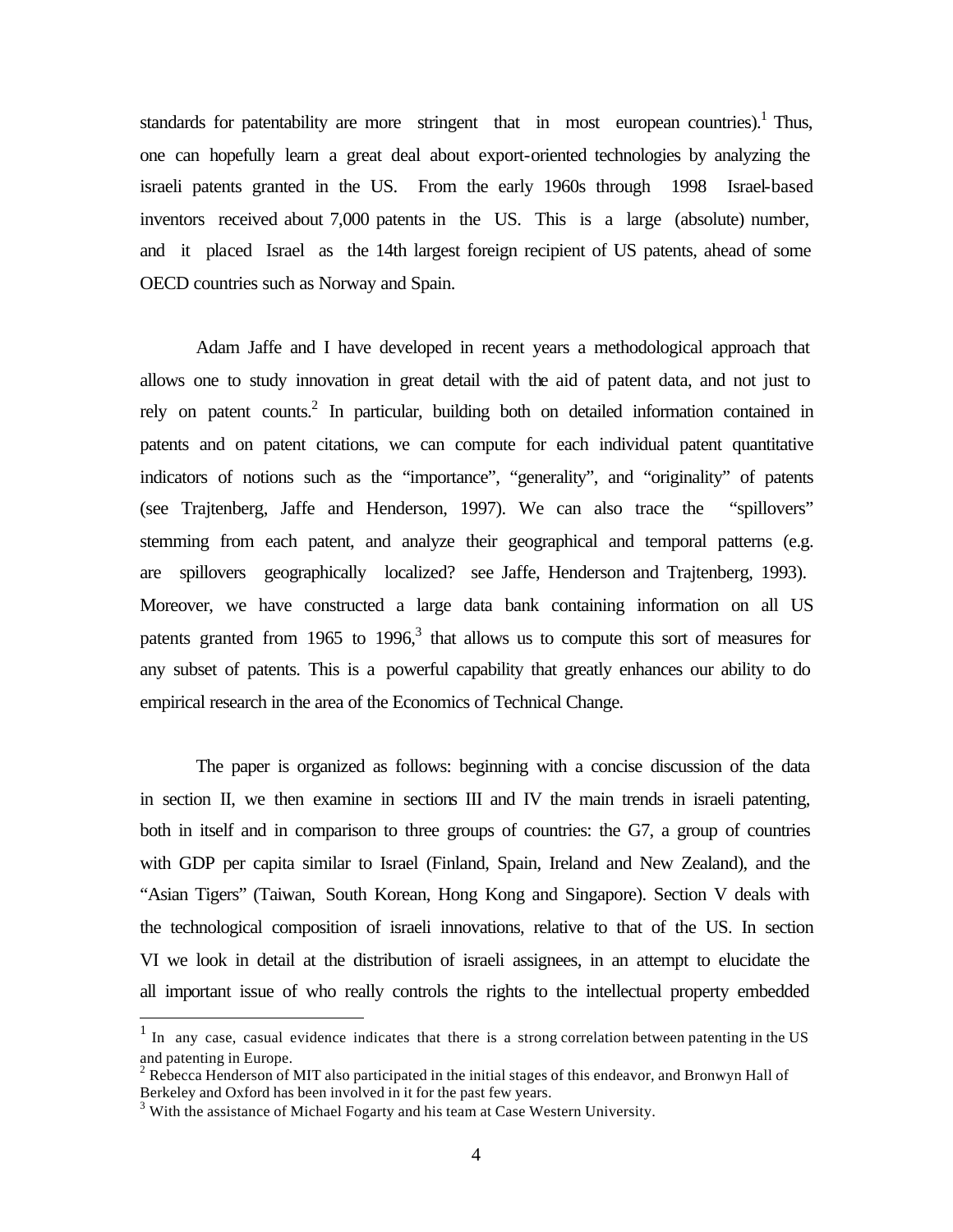standards for patentability are more stringent that in most european countries).[1] Thus, one can hopefully learn a great deal about export-oriented technologies by analyzing the israeli patents granted in the US. From the early 1960s through 1998 Israel-based inventors received about 7,000 patents in the US. This is a large (absolute) number, and it placed Israel as the 14th largest foreign recipient of US patents, ahead of some OECD countries such as Norway and Spain.

Adam Jaffe and I have developed in recent years a methodological approach that allows one to study innovation in great detail with the aid of patent data, and not just to rely on patent counts.[2] In particular, building both on detailed information contained in patents and on patent citations, we can compute for each individual patent quantitative indicators of notions such as the "importance", "generality", and "originality" of patents (see Trajtenberg, Jaffe and Henderson, 1997). We can also trace the "spillovers" stemming from each patent, and analyze their geographical and temporal patterns (e.g. are spillovers geographically localized? see Jaffe, Henderson and Trajtenberg, 1993). Moreover, we have constructed a large data bank containing information on all US patents granted from 1965 to 1996,[3] that allows us to compute this sort of measures for any subset of patents. This is a powerful capability that greatly enhances our ability to do empirical research in the area of the Economics of Technical Change.

The paper is organized as follows: beginning with a concise discussion of the data in section II, we then examine in sections III and IV the main trends in israeli patenting, both in itself and in comparison to three groups of countries: the G7, a group of countries with GDP per capita similar to Israel (Finland, Spain, Ireland and New Zealand), and the "Asian Tigers" (Taiwan, South Korean, Hong Kong and Singapore). Section V deals with the technological composition of israeli innovations, relative to that of the US. In section VI we look in detail at the distribution of israeli assignees, in an attempt to elucidate the all important issue of who really controls the rights to the intellectual property embedded

---

[1] In any case, casual evidence indicates that there is a strong correlation between patenting in the US and patenting in Europe.

[2] Rebecca Henderson of MIT also participated in the initial stages of this endeavor, and Bronwyn Hall of Berkeley and Oxford has been involved in it for the past few years.

[3] With the assistance of Michael Fogarty and his team at Case Western University.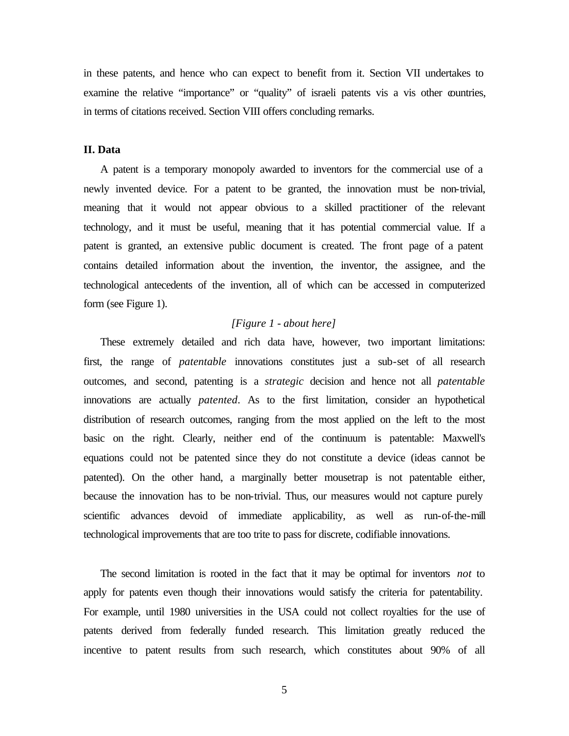in these patents, and hence who can expect to benefit from it. Section VII undertakes to examine the relative "importance" or "quality" of israeli patents vis a vis other countries, in terms of citations received. Section VIII offers concluding remarks.

## II. Data

A patent is a temporary monopoly awarded to inventors for the commercial use of a newly invented device. For a patent to be granted, the innovation must be non-trivial, meaning that it would not appear obvious to a skilled practitioner of the relevant technology, and it must be useful, meaning that it has potential commercial value. If a patent is granted, an extensive public document is created. The front page of a patent contains detailed information about the invention, the inventor, the assignee, and the technological antecedents of the invention, all of which can be accessed in computerized form (see Figure 1).

*[Figure 1 - about here]*

These extremely detailed and rich data have, however, two important limitations: first, the range of *patentable* innovations constitutes just a sub-set of all research outcomes, and second, patenting is a *strategic* decision and hence not all *patentable* innovations are actually *patented*. As to the first limitation, consider an hypothetical distribution of research outcomes, ranging from the most applied on the left to the most basic on the right. Clearly, neither end of the continuum is patentable: Maxwell's equations could not be patented since they do not constitute a device (ideas cannot be patented). On the other hand, a marginally better mousetrap is not patentable either, because the innovation has to be non-trivial. Thus, our measures would not capture purely scientific advances devoid of immediate applicability, as well as run-of-the-mill technological improvements that are too trite to pass for discrete, codifiable innovations.

The second limitation is rooted in the fact that it may be optimal for inventors *not* to apply for patents even though their innovations would satisfy the criteria for patentability. For example, until 1980 universities in the USA could not collect royalties for the use of patents derived from federally funded research. This limitation greatly reduced the incentive to patent results from such research, which constitutes about 90% of all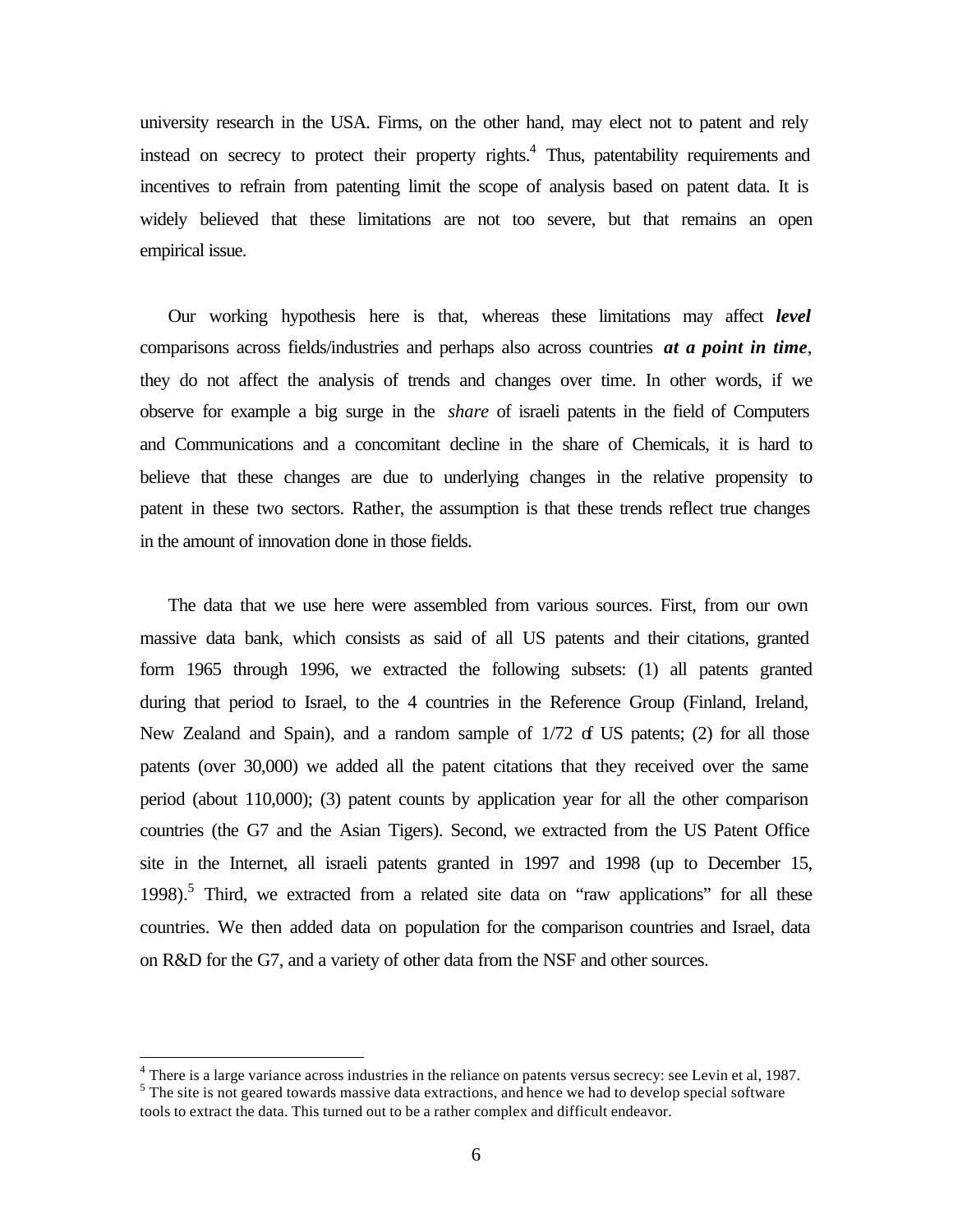university research in the USA. Firms, on the other hand, may elect not to patent and rely instead on secrecy to protect their property rights.[4] Thus, patentability requirements and incentives to refrain from patenting limit the scope of analysis based on patent data. It is widely believed that these limitations are not too severe, but that remains an open empirical issue.

Our working hypothesis here is that, whereas these limitations may affect ***level*** comparisons across fields/industries and perhaps also across countries ***at a point in time***, they do not affect the analysis of trends and changes over time. In other words, if we observe for example a big surge in the *share* of israeli patents in the field of Computers and Communications and a concomitant decline in the share of Chemicals, it is hard to believe that these changes are due to underlying changes in the relative propensity to patent in these two sectors. Rather, the assumption is that these trends reflect true changes in the amount of innovation done in those fields.

The data that we use here were assembled from various sources. First, from our own massive data bank, which consists as said of all US patents and their citations, granted form 1965 through 1996, we extracted the following subsets: (1) all patents granted during that period to Israel, to the 4 countries in the Reference Group (Finland, Ireland, New Zealand and Spain), and a random sample of 1/72 of US patents; (2) for all those patents (over 30,000) we added all the patent citations that they received over the same period (about 110,000); (3) patent counts by application year for all the other comparison countries (the G7 and the Asian Tigers). Second, we extracted from the US Patent Office site in the Internet, all israeli patents granted in 1997 and 1998 (up to December 15, 1998).[5] Third, we extracted from a related site data on "raw applications" for all these countries. We then added data on population for the comparison countries and Israel, data on R&D for the G7, and a variety of other data from the NSF and other sources.

---

[4] There is a large variance across industries in the reliance on patents versus secrecy: see Levin et al, 1987.

[5] The site is not geared towards massive data extractions, and hence we had to develop special software tools to extract the data. This turned out to be a rather complex and difficult endeavor.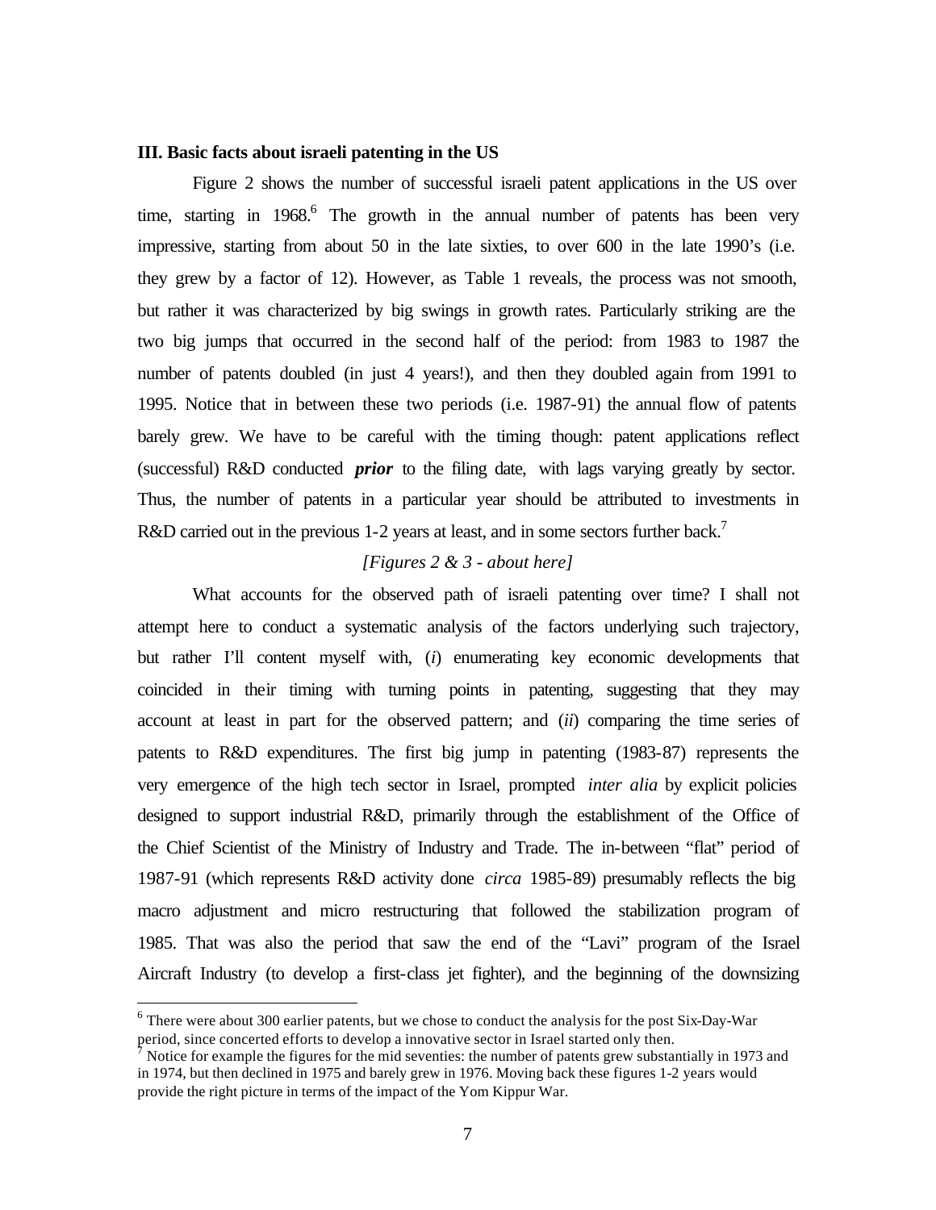### III. Basic facts about israeli patenting in the US

Figure 2 shows the number of successful israeli patent applications in the US over time, starting in 1968.[6] The growth in the annual number of patents has been very impressive, starting from about 50 in the late sixties, to over 600 in the late 1990's (i.e. they grew by a factor of 12). However, as Table 1 reveals, the process was not smooth, but rather it was characterized by big swings in growth rates. Particularly striking are the two big jumps that occurred in the second half of the period: from 1983 to 1987 the number of patents doubled (in just 4 years!), and then they doubled again from 1991 to 1995. Notice that in between these two periods (i.e. 1987-91) the annual flow of patents barely grew. We have to be careful with the timing though: patent applications reflect (successful) R&D conducted ***prior*** to the filing date, with lags varying greatly by sector. Thus, the number of patents in a particular year should be attributed to investments in R&D carried out in the previous 1-2 years at least, and in some sectors further back.[7]

*[Figures 2 & 3 - about here]*

What accounts for the observed path of israeli patenting over time? I shall not attempt here to conduct a systematic analysis of the factors underlying such trajectory, but rather I'll content myself with, (*i*) enumerating key economic developments that coincided in their timing with turning points in patenting, suggesting that they may account at least in part for the observed pattern; and (*ii*) comparing the time series of patents to R&D expenditures. The first big jump in patenting (1983-87) represents the very emergence of the high tech sector in Israel, prompted *inter alia* by explicit policies designed to support industrial R&D, primarily through the establishment of the Office of the Chief Scientist of the Ministry of Industry and Trade. The in-between "flat" period of 1987-91 (which represents R&D activity done *circa* 1985-89) presumably reflects the big macro adjustment and micro restructuring that followed the stabilization program of 1985. That was also the period that saw the end of the "Lavi" program of the Israel Aircraft Industry (to develop a first-class jet fighter), and the beginning of the downsizing

---

[6] There were about 300 earlier patents, but we chose to conduct the analysis for the post Six-Day-War period, since concerted efforts to develop a innovative sector in Israel started only then.

[7] Notice for example the figures for the mid seventies: the number of patents grew substantially in 1973 and in 1974, but then declined in 1975 and barely grew in 1976. Moving back these figures 1-2 years would provide the right picture in terms of the impact of the Yom Kippur War.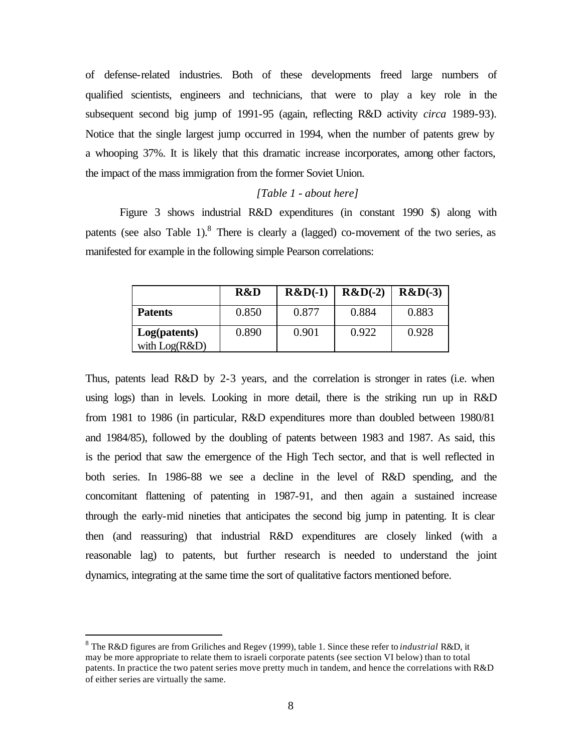of defense-related industries. Both of these developments freed large numbers of qualified scientists, engineers and technicians, that were to play a key role in the subsequent second big jump of 1991-95 (again, reflecting R&D activity *circa* 1989-93). Notice that the single largest jump occurred in 1994, when the number of patents grew by a whooping 37%. It is likely that this dramatic increase incorporates, among other factors, the impact of the mass immigration from the former Soviet Union.

*[Table 1 - about here]*

Figure 3 shows industrial R&D expenditures (in constant 1990 $) along with patents (see also Table 1).[8] There is clearly a (lagged) co-movement of the two series, as manifested for example in the following simple Pearson correlations:

| | **R&D** | **R&D(-1)** | **R&D(-2)** | **R&D(-3)** |
|---|---|---|---|---|
| **Patents** | 0.850 | 0.877 | 0.884 | 0.883 |
| **Log(patents)** with Log(R&D) | 0.890 | 0.901 | 0.922 | 0.928 |

Thus, patents lead R&D by 2-3 years, and the correlation is stronger in rates (i.e. when using logs) than in levels. Looking in more detail, there is the striking run up in R&D from 1981 to 1986 (in particular, R&D expenditures more than doubled between 1980/81 and 1984/85), followed by the doubling of patents between 1983 and 1987. As said, this is the period that saw the emergence of the High Tech sector, and that is well reflected in both series. In 1986-88 we see a decline in the level of R&D spending, and the concomitant flattening of patenting in 1987-91, and then again a sustained increase through the early-mid nineties that anticipates the second big jump in patenting. It is clear then (and reassuring) that industrial R&D expenditures are closely linked (with a reasonable lag) to patents, but further research is needed to understand the joint dynamics, integrating at the same time the sort of qualitative factors mentioned before.

---

[8] The R&D figures are from Griliches and Regev (1999), table 1. Since these refer to *industrial* R&D, it may be more appropriate to relate them to israeli corporate patents (see section VI below) than to total patents. In practice the two patent series move pretty much in tandem, and hence the correlations with R&D of either series are virtually the same.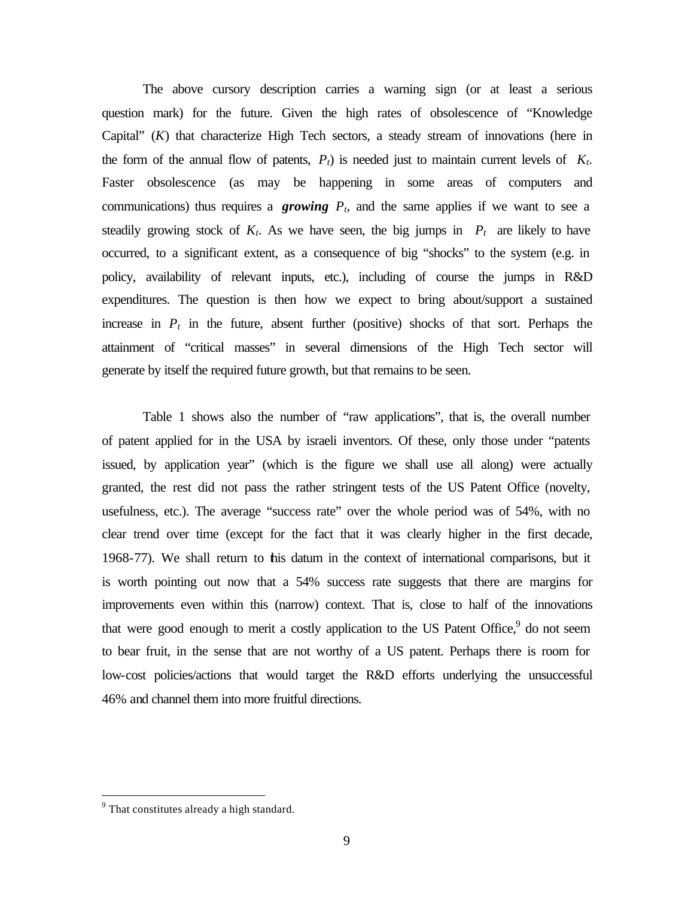The above cursory description carries a warning sign (or at least a serious question mark) for the future. Given the high rates of obsolescence of "Knowledge Capital" ($K$) that characterize High Tech sectors, a steady stream of innovations (here in the form of the annual flow of patents, $P_t$) is needed just to maintain current levels of $K_t$. Faster obsolescence (as may be happening in some areas of computers and communications) thus requires a ***growing*** $P_t$, and the same applies if we want to see a steadily growing stock of $K_t$. As we have seen, the big jumps in $P_t$ are likely to have occurred, to a significant extent, as a consequence of big "shocks" to the system (e.g. in policy, availability of relevant inputs, etc.), including of course the jumps in R&D expenditures. The question is then how we expect to bring about/support a sustained increase in $P_t$ in the future, absent further (positive) shocks of that sort. Perhaps the attainment of "critical masses" in several dimensions of the High Tech sector will generate by itself the required future growth, but that remains to be seen.

Table 1 shows also the number of "raw applications", that is, the overall number of patent applied for in the USA by israeli inventors. Of these, only those under "patents issued, by application year" (which is the figure we shall use all along) were actually granted, the rest did not pass the rather stringent tests of the US Patent Office (novelty, usefulness, etc.). The average "success rate" over the whole period was of 54%, with no clear trend over time (except for the fact that it was clearly higher in the first decade, 1968-77). We shall return to this datum in the context of international comparisons, but it is worth pointing out now that a 54% success rate suggests that there are margins for improvements even within this (narrow) context. That is, close to half of the innovations that were good enough to merit a costly application to the US Patent Office,[9] do not seem to bear fruit, in the sense that are not worthy of a US patent. Perhaps there is room for low-cost policies/actions that would target the R&D efforts underlying the unsuccessful 46% and channel them into more fruitful directions.

[9] That constitutes already a high standard.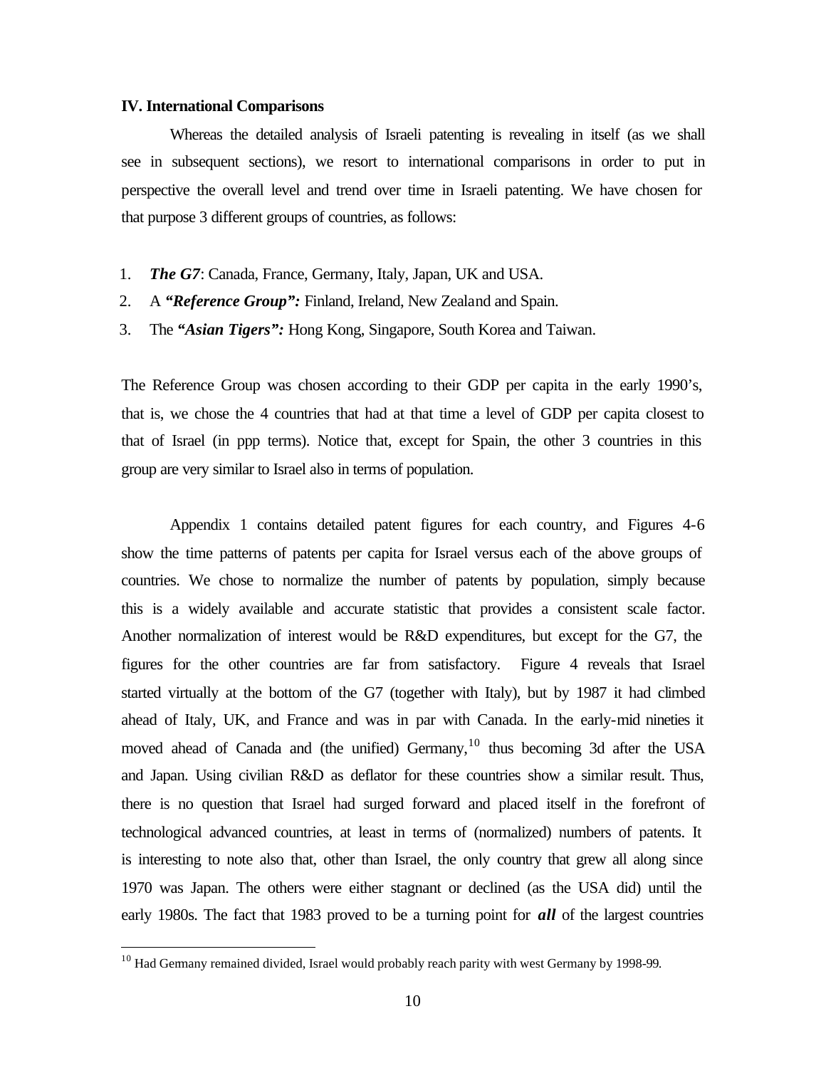## IV. International Comparisons

Whereas the detailed analysis of Israeli patenting is revealing in itself (as we shall see in subsequent sections), we resort to international comparisons in order to put in perspective the overall level and trend over time in Israeli patenting. We have chosen for that purpose 3 different groups of countries, as follows:

1. ***The G7***: Canada, France, Germany, Italy, Japan, UK and USA.
2. A ***"Reference Group":*** Finland, Ireland, New Zealand and Spain.
3. The ***"Asian Tigers":*** Hong Kong, Singapore, South Korea and Taiwan.

The Reference Group was chosen according to their GDP per capita in the early 1990's, that is, we chose the 4 countries that had at that time a level of GDP per capita closest to that of Israel (in ppp terms). Notice that, except for Spain, the other 3 countries in this group are very similar to Israel also in terms of population.

Appendix 1 contains detailed patent figures for each country, and Figures 4-6 show the time patterns of patents per capita for Israel versus each of the above groups of countries. We chose to normalize the number of patents by population, simply because this is a widely available and accurate statistic that provides a consistent scale factor. Another normalization of interest would be R&D expenditures, but except for the G7, the figures for the other countries are far from satisfactory. Figure 4 reveals that Israel started virtually at the bottom of the G7 (together with Italy), but by 1987 it had climbed ahead of Italy, UK, and France and was in par with Canada. In the early-mid nineties it moved ahead of Canada and (the unified) Germany,[10] thus becoming 3d after the USA and Japan. Using civilian R&D as deflator for these countries show a similar result. Thus, there is no question that Israel had surged forward and placed itself in the forefront of technological advanced countries, at least in terms of (normalized) numbers of patents. It is interesting to note also that, other than Israel, the only country that grew all along since 1970 was Japan. The others were either stagnant or declined (as the USA did) until the early 1980s. The fact that 1983 proved to be a turning point for ***all*** of the largest countries

[10] Had Germany remained divided, Israel would probably reach parity with west Germany by 1998-99.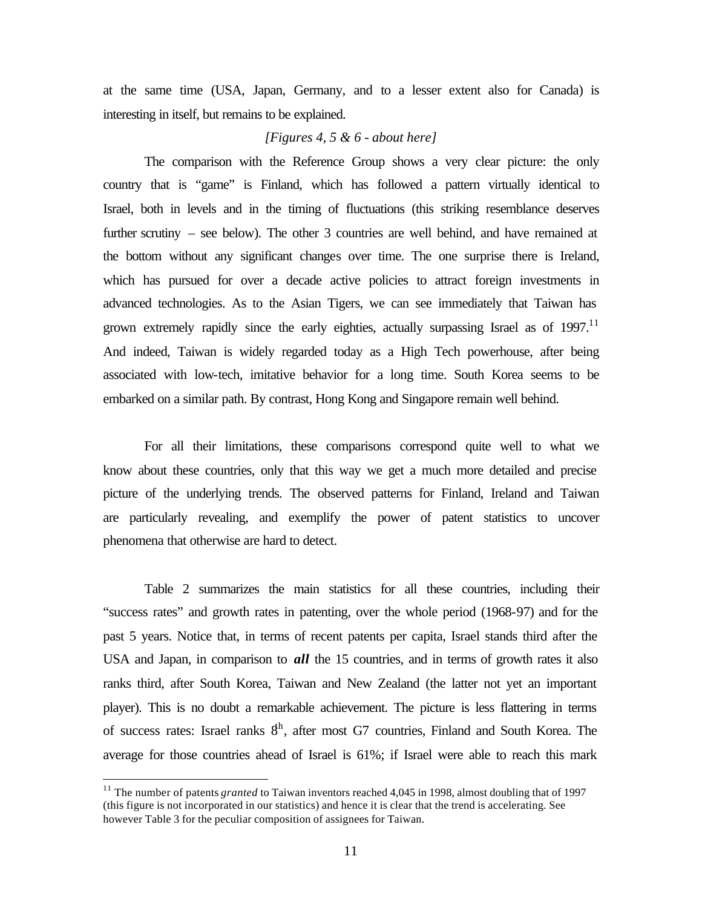at the same time (USA, Japan, Germany, and to a lesser extent also for Canada) is interesting in itself, but remains to be explained.

*[Figures 4, 5 & 6 - about here]*

The comparison with the Reference Group shows a very clear picture: the only country that is "game" is Finland, which has followed a pattern virtually identical to Israel, both in levels and in the timing of fluctuations (this striking resemblance deserves further scrutiny – see below). The other 3 countries are well behind, and have remained at the bottom without any significant changes over time. The one surprise there is Ireland, which has pursued for over a decade active policies to attract foreign investments in advanced technologies. As to the Asian Tigers, we can see immediately that Taiwan has grown extremely rapidly since the early eighties, actually surpassing Israel as of 1997.[11] And indeed, Taiwan is widely regarded today as a High Tech powerhouse, after being associated with low-tech, imitative behavior for a long time. South Korea seems to be embarked on a similar path. By contrast, Hong Kong and Singapore remain well behind.

For all their limitations, these comparisons correspond quite well to what we know about these countries, only that this way we get a much more detailed and precise picture of the underlying trends. The observed patterns for Finland, Ireland and Taiwan are particularly revealing, and exemplify the power of patent statistics to uncover phenomena that otherwise are hard to detect.

Table 2 summarizes the main statistics for all these countries, including their "success rates" and growth rates in patenting, over the whole period (1968-97) and for the past 5 years. Notice that, in terms of recent patents per capita, Israel stands third after the USA and Japan, in comparison to ***all*** the 15 countries, and in terms of growth rates it also ranks third, after South Korea, Taiwan and New Zealand (the latter not yet an important player). This is no doubt a remarkable achievement. The picture is less flattering in terms of success rates: Israel ranks 8th, after most G7 countries, Finland and South Korea. The average for those countries ahead of Israel is 61%; if Israel were able to reach this mark

---

[11] The number of patents *granted* to Taiwan inventors reached 4,045 in 1998, almost doubling that of 1997 (this figure is not incorporated in our statistics) and hence it is clear that the trend is accelerating. See however Table 3 for the peculiar composition of assignees for Taiwan.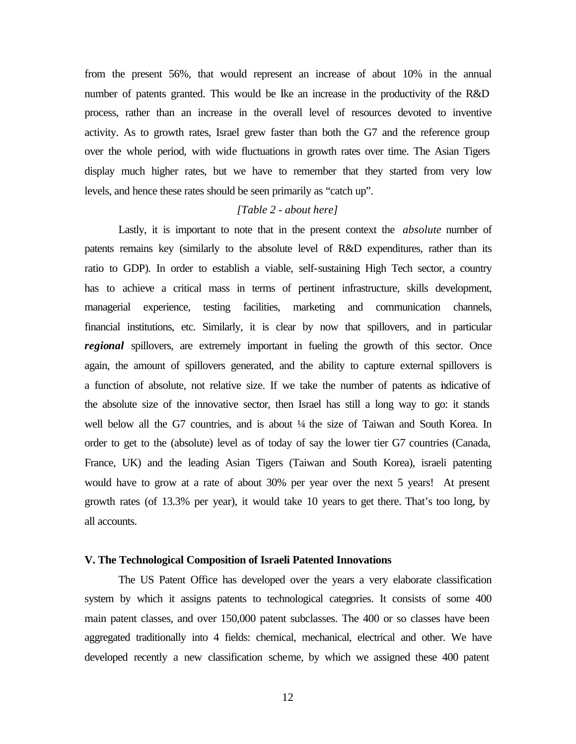from the present 56%, that would represent an increase of about 10% in the annual number of patents granted. This would be like an increase in the productivity of the R&D process, rather than an increase in the overall level of resources devoted to inventive activity. As to growth rates, Israel grew faster than both the G7 and the reference group over the whole period, with wide fluctuations in growth rates over time. The Asian Tigers display much higher rates, but we have to remember that they started from very low levels, and hence these rates should be seen primarily as "catch up".

*[Table 2 - about here]*

Lastly, it is important to note that in the present context the *absolute* number of patents remains key (similarly to the absolute level of R&D expenditures, rather than its ratio to GDP). In order to establish a viable, self-sustaining High Tech sector, a country has to achieve a critical mass in terms of pertinent infrastructure, skills development, managerial experience, testing facilities, marketing and communication channels, financial institutions, etc. Similarly, it is clear by now that spillovers, and in particular ***regional*** spillovers, are extremely important in fueling the growth of this sector. Once again, the amount of spillovers generated, and the ability to capture external spillovers is a function of absolute, not relative size. If we take the number of patents as indicative of the absolute size of the innovative sector, then Israel has still a long way to go: it stands well below all the G7 countries, and is about ¼ the size of Taiwan and South Korea. In order to get to the (absolute) level as of today of say the lower tier G7 countries (Canada, France, UK) and the leading Asian Tigers (Taiwan and South Korea), israeli patenting would have to grow at a rate of about 30% per year over the next 5 years! At present growth rates (of 13.3% per year), it would take 10 years to get there. That's too long, by all accounts.

## V. The Technological Composition of Israeli Patented Innovations

The US Patent Office has developed over the years a very elaborate classification system by which it assigns patents to technological categories. It consists of some 400 main patent classes, and over 150,000 patent subclasses. The 400 or so classes have been aggregated traditionally into 4 fields: chemical, mechanical, electrical and other. We have developed recently a new classification scheme, by which we assigned these 400 patent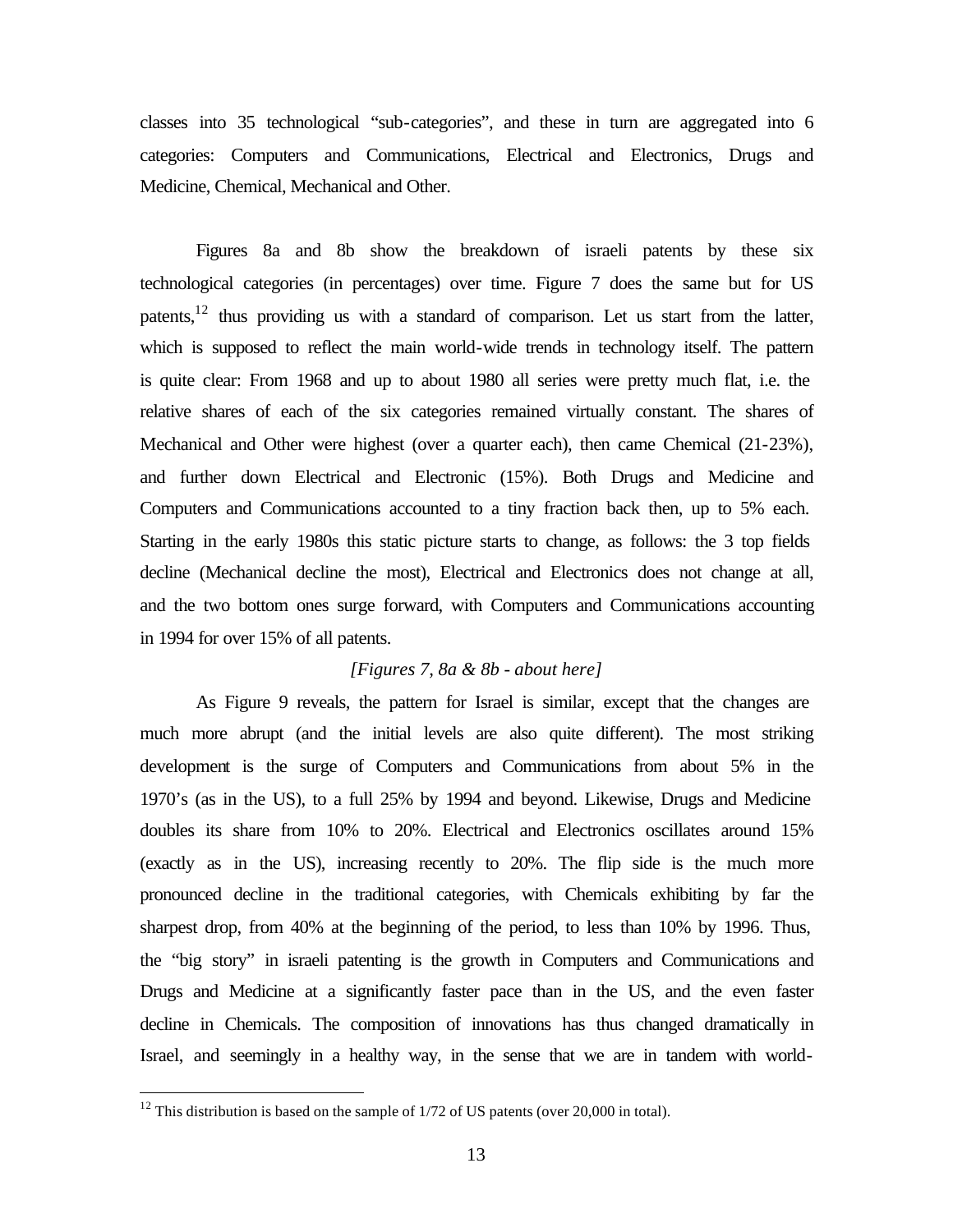classes into 35 technological "sub-categories", and these in turn are aggregated into 6 categories: Computers and Communications, Electrical and Electronics, Drugs and Medicine, Chemical, Mechanical and Other.

Figures 8a and 8b show the breakdown of israeli patents by these six technological categories (in percentages) over time. Figure 7 does the same but for US patents,[12] thus providing us with a standard of comparison. Let us start from the latter, which is supposed to reflect the main world-wide trends in technology itself. The pattern is quite clear: From 1968 and up to about 1980 all series were pretty much flat, i.e. the relative shares of each of the six categories remained virtually constant. The shares of Mechanical and Other were highest (over a quarter each), then came Chemical (21-23%), and further down Electrical and Electronic (15%). Both Drugs and Medicine and Computers and Communications accounted to a tiny fraction back then, up to 5% each. Starting in the early 1980s this static picture starts to change, as follows: the 3 top fields decline (Mechanical decline the most), Electrical and Electronics does not change at all, and the two bottom ones surge forward, with Computers and Communications accounting in 1994 for over 15% of all patents.

*[Figures 7, 8a & 8b - about here]*

As Figure 9 reveals, the pattern for Israel is similar, except that the changes are much more abrupt (and the initial levels are also quite different). The most striking development is the surge of Computers and Communications from about 5% in the 1970's (as in the US), to a full 25% by 1994 and beyond. Likewise, Drugs and Medicine doubles its share from 10% to 20%. Electrical and Electronics oscillates around 15% (exactly as in the US), increasing recently to 20%. The flip side is the much more pronounced decline in the traditional categories, with Chemicals exhibiting by far the sharpest drop, from 40% at the beginning of the period, to less than 10% by 1996. Thus, the "big story" in israeli patenting is the growth in Computers and Communications and Drugs and Medicine at a significantly faster pace than in the US, and the even faster decline in Chemicals. The composition of innovations has thus changed dramatically in Israel, and seemingly in a healthy way, in the sense that we are in tandem with world-

[12] This distribution is based on the sample of 1/72 of US patents (over 20,000 in total).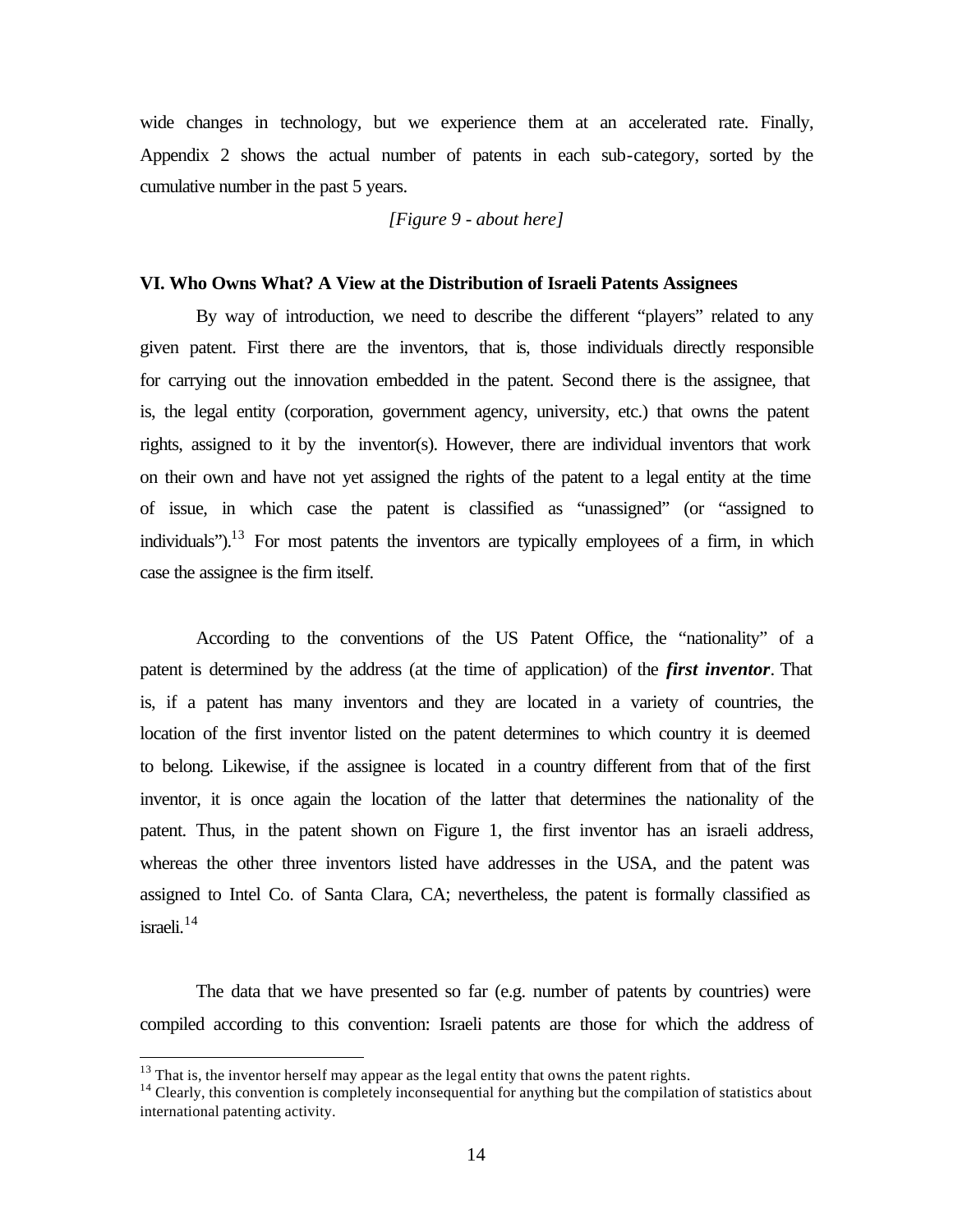wide changes in technology, but we experience them at an accelerated rate. Finally, Appendix 2 shows the actual number of patents in each sub-category, sorted by the cumulative number in the past 5 years.

*[Figure 9 - about here]*

## VI. Who Owns What? A View at the Distribution of Israeli Patents Assignees

By way of introduction, we need to describe the different "players" related to any given patent. First there are the inventors, that is, those individuals directly responsible for carrying out the innovation embedded in the patent. Second there is the assignee, that is, the legal entity (corporation, government agency, university, etc.) that owns the patent rights, assigned to it by the inventor(s). However, there are individual inventors that work on their own and have not yet assigned the rights of the patent to a legal entity at the time of issue, in which case the patent is classified as "unassigned" (or "assigned to individuals").[13] For most patents the inventors are typically employees of a firm, in which case the assignee is the firm itself.

According to the conventions of the US Patent Office, the "nationality" of a patent is determined by the address (at the time of application) of the ***first inventor***. That is, if a patent has many inventors and they are located in a variety of countries, the location of the first inventor listed on the patent determines to which country it is deemed to belong. Likewise, if the assignee is located in a country different from that of the first inventor, it is once again the location of the latter that determines the nationality of the patent. Thus, in the patent shown on Figure 1, the first inventor has an israeli address, whereas the other three inventors listed have addresses in the USA, and the patent was assigned to Intel Co. of Santa Clara, CA; nevertheless, the patent is formally classified as israeli.[14]

The data that we have presented so far (e.g. number of patents by countries) were compiled according to this convention: Israeli patents are those for which the address of

[13] That is, the inventor herself may appear as the legal entity that owns the patent rights.

[14] Clearly, this convention is completely inconsequential for anything but the compilation of statistics about international patenting activity.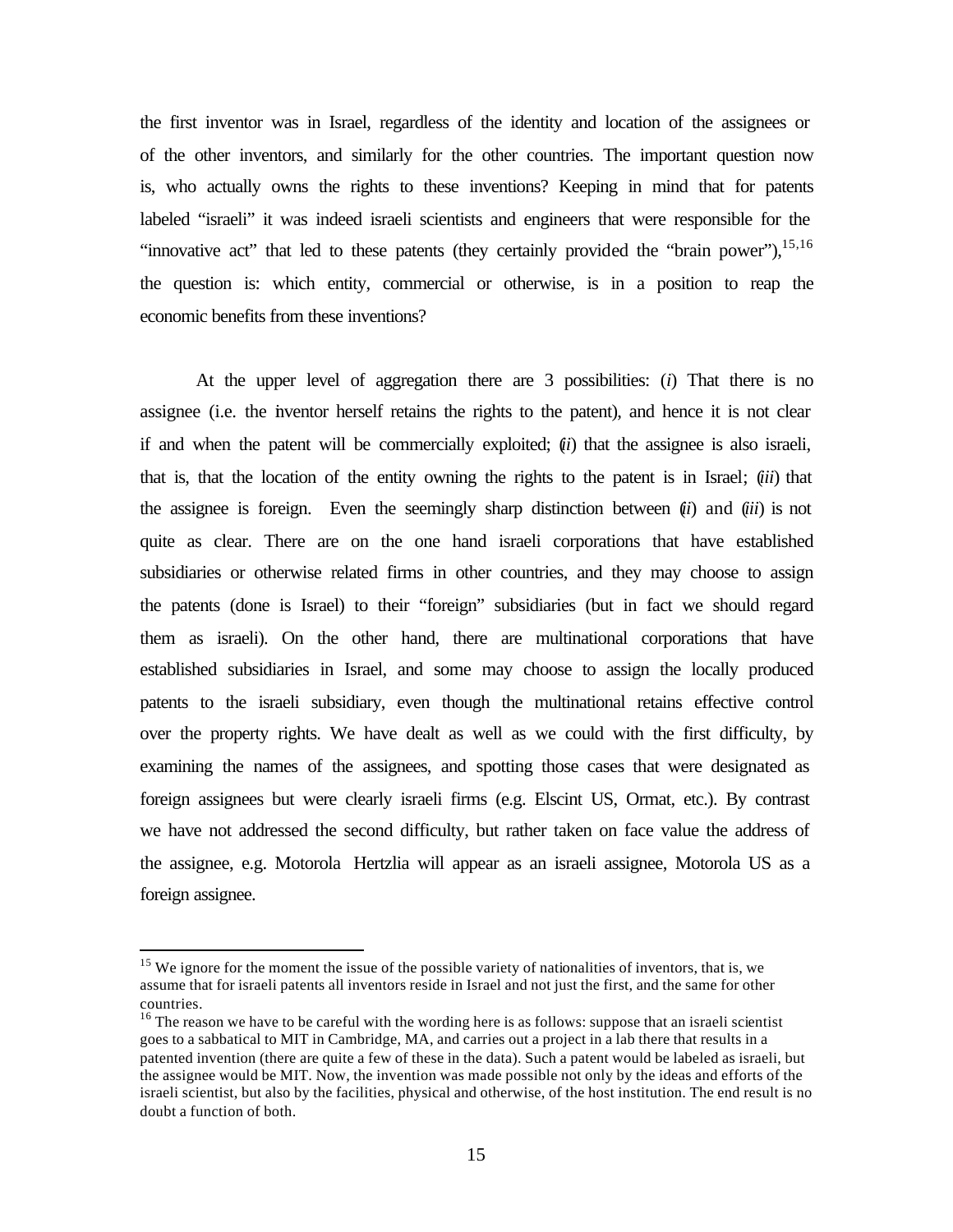the first inventor was in Israel, regardless of the identity and location of the assignees or of the other inventors, and similarly for the other countries. The important question now is, who actually owns the rights to these inventions? Keeping in mind that for patents labeled "israeli" it was indeed israeli scientists and engineers that were responsible for the "innovative act" that led to these patents (they certainly provided the "brain power"),[15,16] the question is: which entity, commercial or otherwise, is in a position to reap the economic benefits from these inventions?

At the upper level of aggregation there are 3 possibilities: (*i*) That there is no assignee (i.e. the inventor herself retains the rights to the patent), and hence it is not clear if and when the patent will be commercially exploited; (*ii*) that the assignee is also israeli, that is, that the location of the entity owning the rights to the patent is in Israel; (*iii*) that the assignee is foreign. Even the seemingly sharp distinction between (*ii*) and (*iii*) is not quite as clear. There are on the one hand israeli corporations that have established subsidiaries or otherwise related firms in other countries, and they may choose to assign the patents (done is Israel) to their "foreign" subsidiaries (but in fact we should regard them as israeli). On the other hand, there are multinational corporations that have established subsidiaries in Israel, and some may choose to assign the locally produced patents to the israeli subsidiary, even though the multinational retains effective control over the property rights. We have dealt as well as we could with the first difficulty, by examining the names of the assignees, and spotting those cases that were designated as foreign assignees but were clearly israeli firms (e.g. Elscint US, Ormat, etc.). By contrast we have not addressed the second difficulty, but rather taken on face value the address of the assignee, e.g. Motorola Hertzlia will appear as an israeli assignee, Motorola US as a foreign assignee.

---

[15] We ignore for the moment the issue of the possible variety of nationalities of inventors, that is, we assume that for israeli patents all inventors reside in Israel and not just the first, and the same for other countries.

[16] The reason we have to be careful with the wording here is as follows: suppose that an israeli scientist goes to a sabbatical to MIT in Cambridge, MA, and carries out a project in a lab there that results in a patented invention (there are quite a few of these in the data). Such a patent would be labeled as israeli, but the assignee would be MIT. Now, the invention was made possible not only by the ideas and efforts of the israeli scientist, but also by the facilities, physical and otherwise, of the host institution. The end result is no doubt a function of both.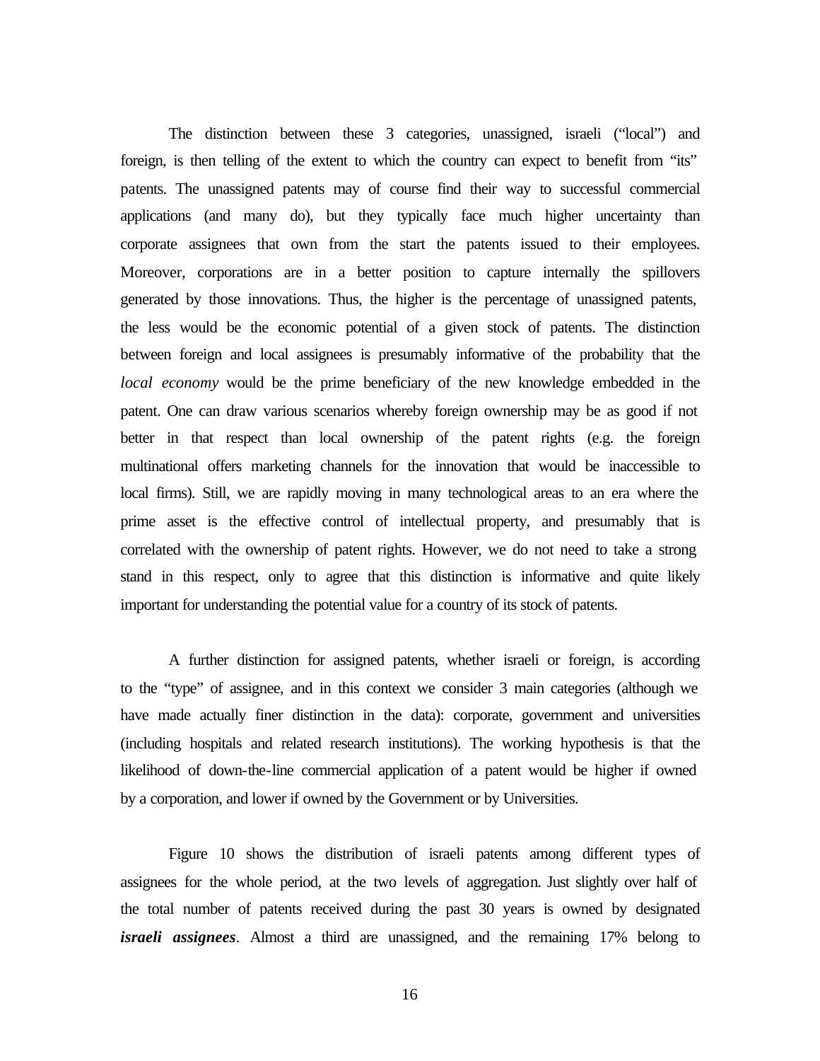The distinction between these 3 categories, unassigned, israeli ("local") and foreign, is then telling of the extent to which the country can expect to benefit from "its" patents. The unassigned patents may of course find their way to successful commercial applications (and many do), but they typically face much higher uncertainty than corporate assignees that own from the start the patents issued to their employees. Moreover, corporations are in a better position to capture internally the spillovers generated by those innovations. Thus, the higher is the percentage of unassigned patents, the less would be the economic potential of a given stock of patents. The distinction between foreign and local assignees is presumably informative of the probability that the *local economy* would be the prime beneficiary of the new knowledge embedded in the patent. One can draw various scenarios whereby foreign ownership may be as good if not better in that respect than local ownership of the patent rights (e.g. the foreign multinational offers marketing channels for the innovation that would be inaccessible to local firms). Still, we are rapidly moving in many technological areas to an era where the prime asset is the effective control of intellectual property, and presumably that is correlated with the ownership of patent rights. However, we do not need to take a strong stand in this respect, only to agree that this distinction is informative and quite likely important for understanding the potential value for a country of its stock of patents.

A further distinction for assigned patents, whether israeli or foreign, is according to the "type" of assignee, and in this context we consider 3 main categories (although we have made actually finer distinction in the data): corporate, government and universities (including hospitals and related research institutions). The working hypothesis is that the likelihood of down-the-line commercial application of a patent would be higher if owned by a corporation, and lower if owned by the Government or by Universities.

Figure 10 shows the distribution of israeli patents among different types of assignees for the whole period, at the two levels of aggregation. Just slightly over half of the total number of patents received during the past 30 years is owned by designated ***israeli assignees***. Almost a third are unassigned, and the remaining 17% belong to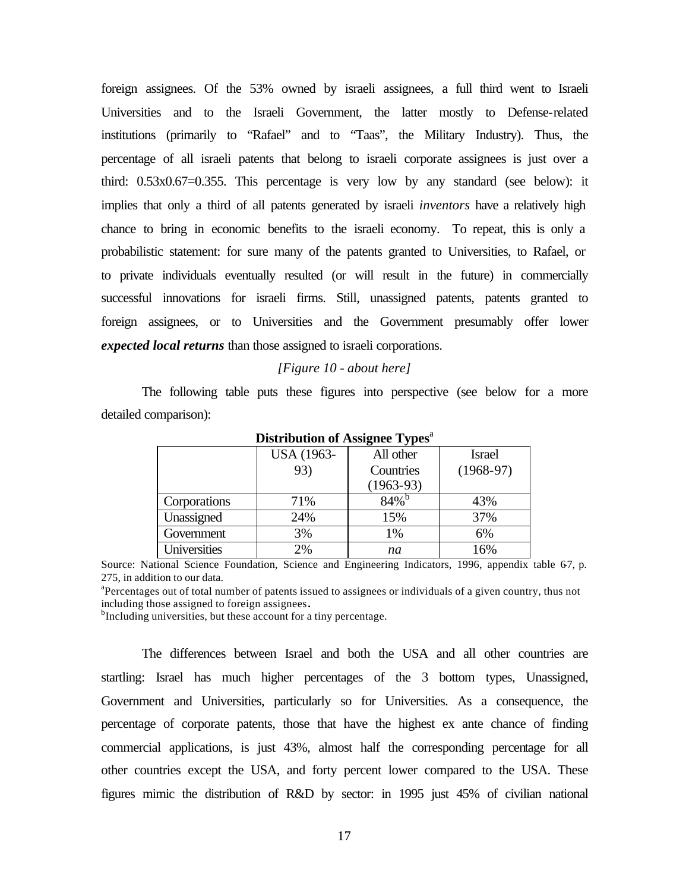foreign assignees. Of the 53% owned by israeli assignees, a full third went to Israeli Universities and to the Israeli Government, the latter mostly to Defense-related institutions (primarily to "Rafael" and to "Taas", the Military Industry). Thus, the percentage of all israeli patents that belong to israeli corporate assignees is just over a third: 0.53x0.67=0.355. This percentage is very low by any standard (see below): it implies that only a third of all patents generated by israeli *inventors* have a relatively high chance to bring in economic benefits to the israeli economy. To repeat, this is only a probabilistic statement: for sure many of the patents granted to Universities, to Rafael, or to private individuals eventually resulted (or will result in the future) in commercially successful innovations for israeli firms. Still, unassigned patents, patents granted to foreign assignees, or to Universities and the Government presumably offer lower ***expected local returns*** than those assigned to israeli corporations.

*[Figure 10 - about here]*

The following table puts these figures into perspective (see below for a more detailed comparison):

**Distribution of Assignee Types**[a]

| | USA (1963-93) | All other Countries (1963-93) | Israel (1968-97) |
|---|---|---|---|
| Corporations | 71% | 84%[b] | 43% |
| Unassigned | 24% | 15% | 37% |
| Government | 3% | 1% | 6% |
| Universities | 2% | *na* | 16% |

Source: National Science Foundation, Science and Engineering Indicators, 1996, appendix table 6-7, p. 275, in addition to our data.

[a]Percentages out of total number of patents issued to assignees or individuals of a given country, thus not including those assigned to foreign assignees.

[b]Including universities, but these account for a tiny percentage.

The differences between Israel and both the USA and all other countries are startling: Israel has much higher percentages of the 3 bottom types, Unassigned, Government and Universities, particularly so for Universities. As a consequence, the percentage of corporate patents, those that have the highest ex ante chance of finding commercial applications, is just 43%, almost half the corresponding percentage for all other countries except the USA, and forty percent lower compared to the USA. These figures mimic the distribution of R&D by sector: in 1995 just 45% of civilian national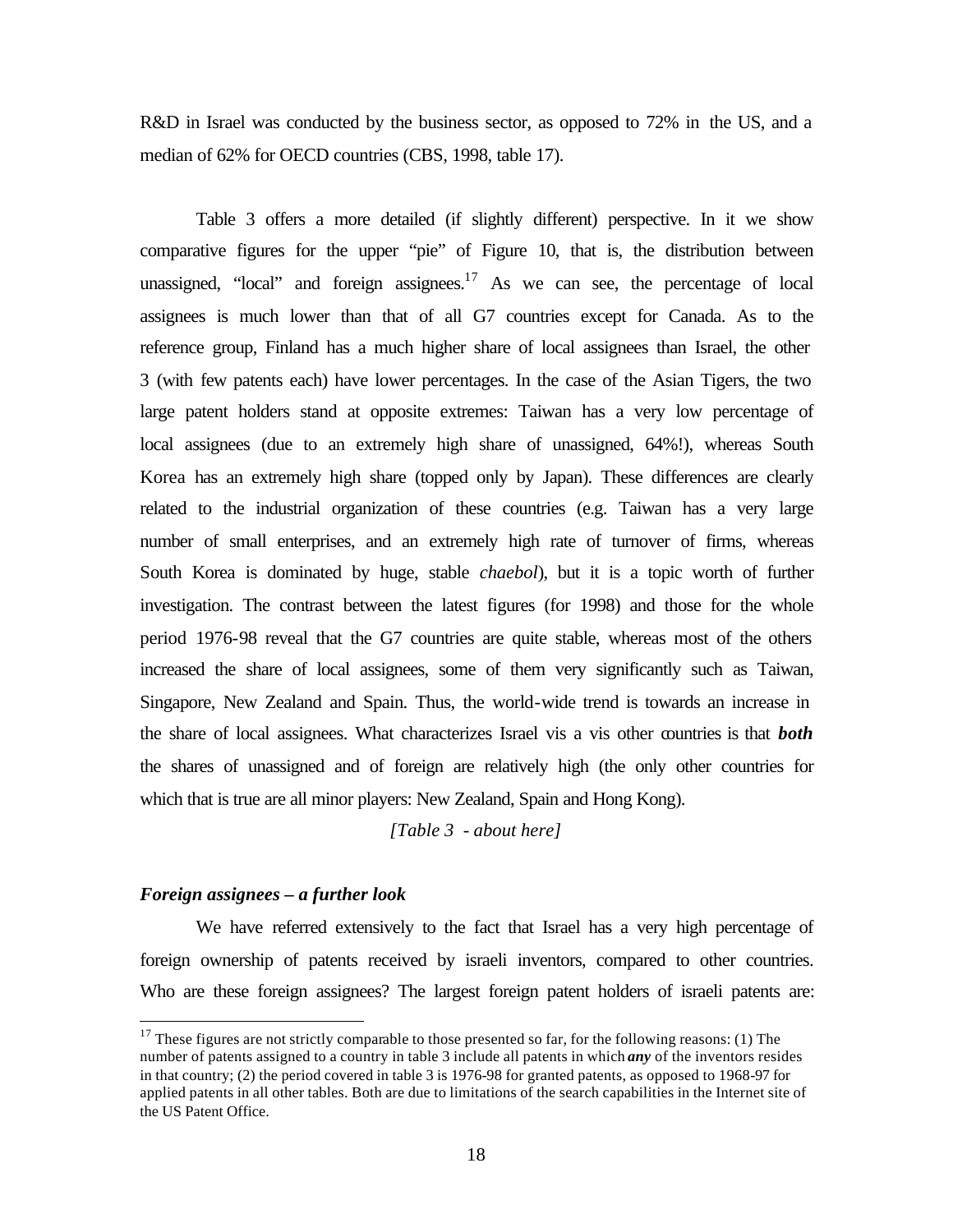R&D in Israel was conducted by the business sector, as opposed to 72% in the US, and a median of 62% for OECD countries (CBS, 1998, table 17).

Table 3 offers a more detailed (if slightly different) perspective. In it we show comparative figures for the upper "pie" of Figure 10, that is, the distribution between unassigned, "local" and foreign assignees.[17] As we can see, the percentage of local assignees is much lower than that of all G7 countries except for Canada. As to the reference group, Finland has a much higher share of local assignees than Israel, the other 3 (with few patents each) have lower percentages. In the case of the Asian Tigers, the two large patent holders stand at opposite extremes: Taiwan has a very low percentage of local assignees (due to an extremely high share of unassigned, 64%!), whereas South Korea has an extremely high share (topped only by Japan). These differences are clearly related to the industrial organization of these countries (e.g. Taiwan has a very large number of small enterprises, and an extremely high rate of turnover of firms, whereas South Korea is dominated by huge, stable *chaebol*), but it is a topic worth of further investigation. The contrast between the latest figures (for 1998) and those for the whole period 1976-98 reveal that the G7 countries are quite stable, whereas most of the others increased the share of local assignees, some of them very significantly such as Taiwan, Singapore, New Zealand and Spain. Thus, the world-wide trend is towards an increase in the share of local assignees. What characterizes Israel vis a vis other countries is that ***both*** the shares of unassigned and of foreign are relatively high (the only other countries for which that is true are all minor players: New Zealand, Spain and Hong Kong).

*[Table 3 - about here]*

### *Foreign assignees – a further look*

We have referred extensively to the fact that Israel has a very high percentage of foreign ownership of patents received by israeli inventors, compared to other countries. Who are these foreign assignees? The largest foreign patent holders of israeli patents are:

---

[17] These figures are not strictly comparable to those presented so far, for the following reasons: (1) The number of patents assigned to a country in table 3 include all patents in which ***any*** of the inventors resides in that country; (2) the period covered in table 3 is 1976-98 for granted patents, as opposed to 1968-97 for applied patents in all other tables. Both are due to limitations of the search capabilities in the Internet site of the US Patent Office.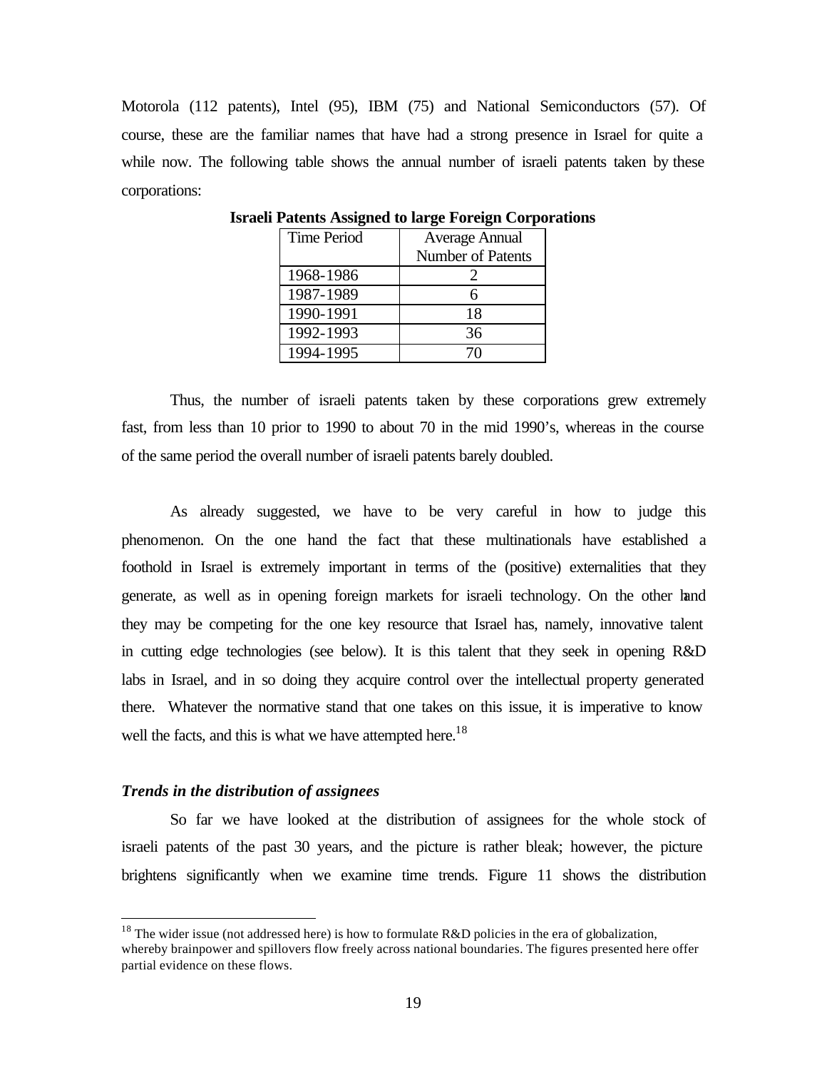Motorola (112 patents), Intel (95), IBM (75) and National Semiconductors (57). Of course, these are the familiar names that have had a strong presence in Israel for quite a while now. The following table shows the annual number of israeli patents taken by these corporations:

**Israeli Patents Assigned to large Foreign Corporations**

| Time Period | Average Annual Number of Patents |
|---|---|
| 1968-1986 | 2 |
| 1987-1989 | 6 |
| 1990-1991 | 18 |
| 1992-1993 | 36 |
| 1994-1995 | 70 |

Thus, the number of israeli patents taken by these corporations grew extremely fast, from less than 10 prior to 1990 to about 70 in the mid 1990's, whereas in the course of the same period the overall number of israeli patents barely doubled.

As already suggested, we have to be very careful in how to judge this phenomenon. On the one hand the fact that these multinationals have established a foothold in Israel is extremely important in terms of the (positive) externalities that they generate, as well as in opening foreign markets for israeli technology. On the other hand they may be competing for the one key resource that Israel has, namely, innovative talent in cutting edge technologies (see below). It is this talent that they seek in opening R&D labs in Israel, and in so doing they acquire control over the intellectual property generated there. Whatever the normative stand that one takes on this issue, it is imperative to know well the facts, and this is what we have attempted here.[18]

### *Trends in the distribution of assignees*

So far we have looked at the distribution of assignees for the whole stock of israeli patents of the past 30 years, and the picture is rather bleak; however, the picture brightens significantly when we examine time trends. Figure 11 shows the distribution

---

[18] The wider issue (not addressed here) is how to formulate R&D policies in the era of globalization, whereby brainpower and spillovers flow freely across national boundaries. The figures presented here offer partial evidence on these flows.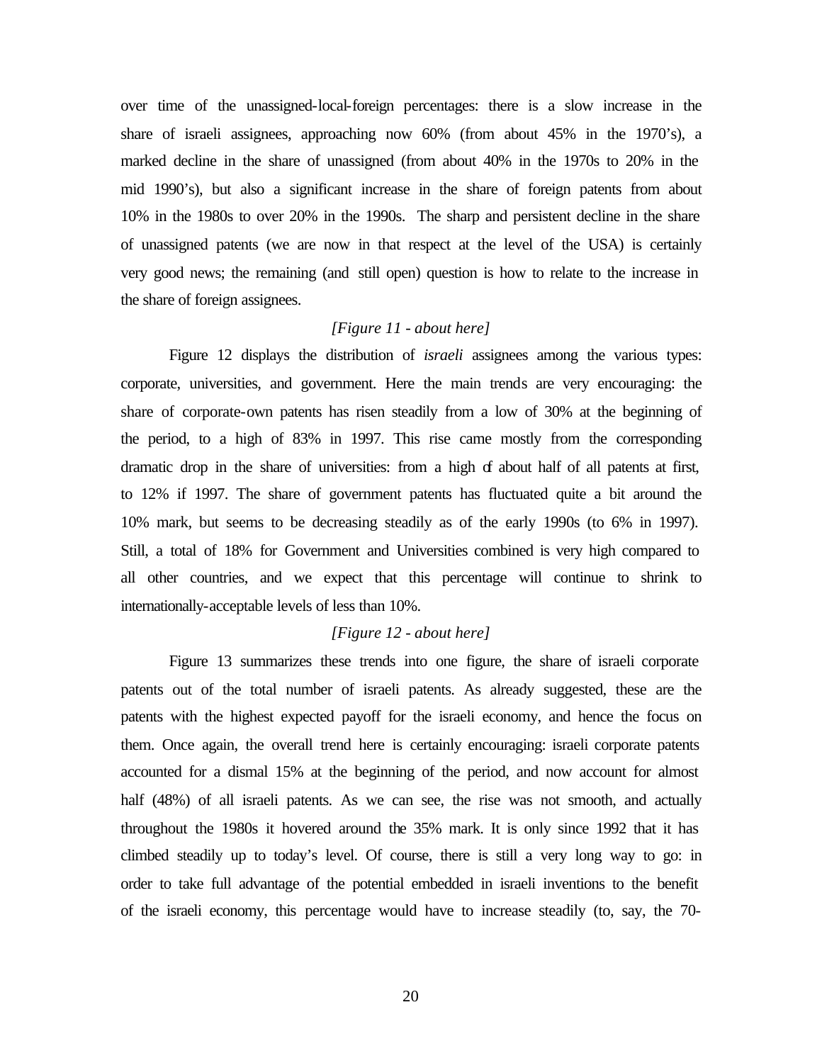over time of the unassigned-local-foreign percentages: there is a slow increase in the share of israeli assignees, approaching now 60% (from about 45% in the 1970's), a marked decline in the share of unassigned (from about 40% in the 1970s to 20% in the mid 1990's), but also a significant increase in the share of foreign patents from about 10% in the 1980s to over 20% in the 1990s. The sharp and persistent decline in the share of unassigned patents (we are now in that respect at the level of the USA) is certainly very good news; the remaining (and still open) question is how to relate to the increase in the share of foreign assignees.

*[Figure 11 - about here]*

Figure 12 displays the distribution of *israeli* assignees among the various types: corporate, universities, and government. Here the main trends are very encouraging: the share of corporate-own patents has risen steadily from a low of 30% at the beginning of the period, to a high of 83% in 1997. This rise came mostly from the corresponding dramatic drop in the share of universities: from a high of about half of all patents at first, to 12% if 1997. The share of government patents has fluctuated quite a bit around the 10% mark, but seems to be decreasing steadily as of the early 1990s (to 6% in 1997). Still, a total of 18% for Government and Universities combined is very high compared to all other countries, and we expect that this percentage will continue to shrink to internationally-acceptable levels of less than 10%.

*[Figure 12 - about here]*

Figure 13 summarizes these trends into one figure, the share of israeli corporate patents out of the total number of israeli patents. As already suggested, these are the patents with the highest expected payoff for the israeli economy, and hence the focus on them. Once again, the overall trend here is certainly encouraging: israeli corporate patents accounted for a dismal 15% at the beginning of the period, and now account for almost half (48%) of all israeli patents. As we can see, the rise was not smooth, and actually throughout the 1980s it hovered around the 35% mark. It is only since 1992 that it has climbed steadily up to today's level. Of course, there is still a very long way to go: in order to take full advantage of the potential embedded in israeli inventions to the benefit of the israeli economy, this percentage would have to increase steadily (to, say, the 70-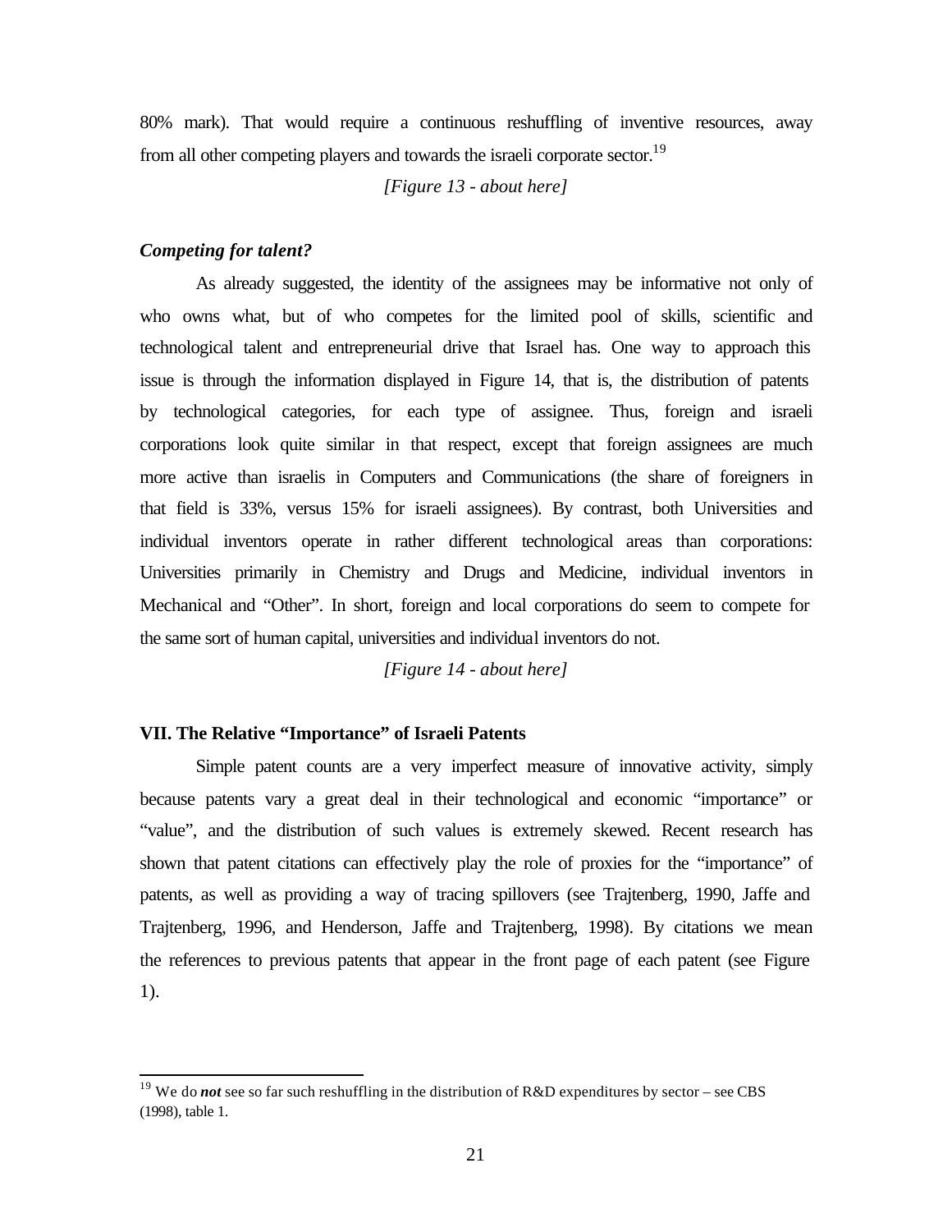80% mark). That would require a continuous reshuffling of inventive resources, away from all other competing players and towards the israeli corporate sector.[19]

*[Figure 13 - about here]*

### *Competing for talent?*

As already suggested, the identity of the assignees may be informative not only of who owns what, but of who competes for the limited pool of skills, scientific and technological talent and entrepreneurial drive that Israel has. One way to approach this issue is through the information displayed in Figure 14, that is, the distribution of patents by technological categories, for each type of assignee. Thus, foreign and israeli corporations look quite similar in that respect, except that foreign assignees are much more active than israelis in Computers and Communications (the share of foreigners in that field is 33%, versus 15% for israeli assignees). By contrast, both Universities and individual inventors operate in rather different technological areas than corporations: Universities primarily in Chemistry and Drugs and Medicine, individual inventors in Mechanical and "Other". In short, foreign and local corporations do seem to compete for the same sort of human capital, universities and individual inventors do not.

*[Figure 14 - about here]*

## VII. The Relative "Importance" of Israeli Patents

Simple patent counts are a very imperfect measure of innovative activity, simply because patents vary a great deal in their technological and economic "importance" or "value", and the distribution of such values is extremely skewed. Recent research has shown that patent citations can effectively play the role of proxies for the "importance" of patents, as well as providing a way of tracing spillovers (see Trajtenberg, 1990, Jaffe and Trajtenberg, 1996, and Henderson, Jaffe and Trajtenberg, 1998). By citations we mean the references to previous patents that appear in the front page of each patent (see Figure 1).

---

[19] We do ***not*** see so far such reshuffling in the distribution of R&D expenditures by sector – see CBS (1998), table 1.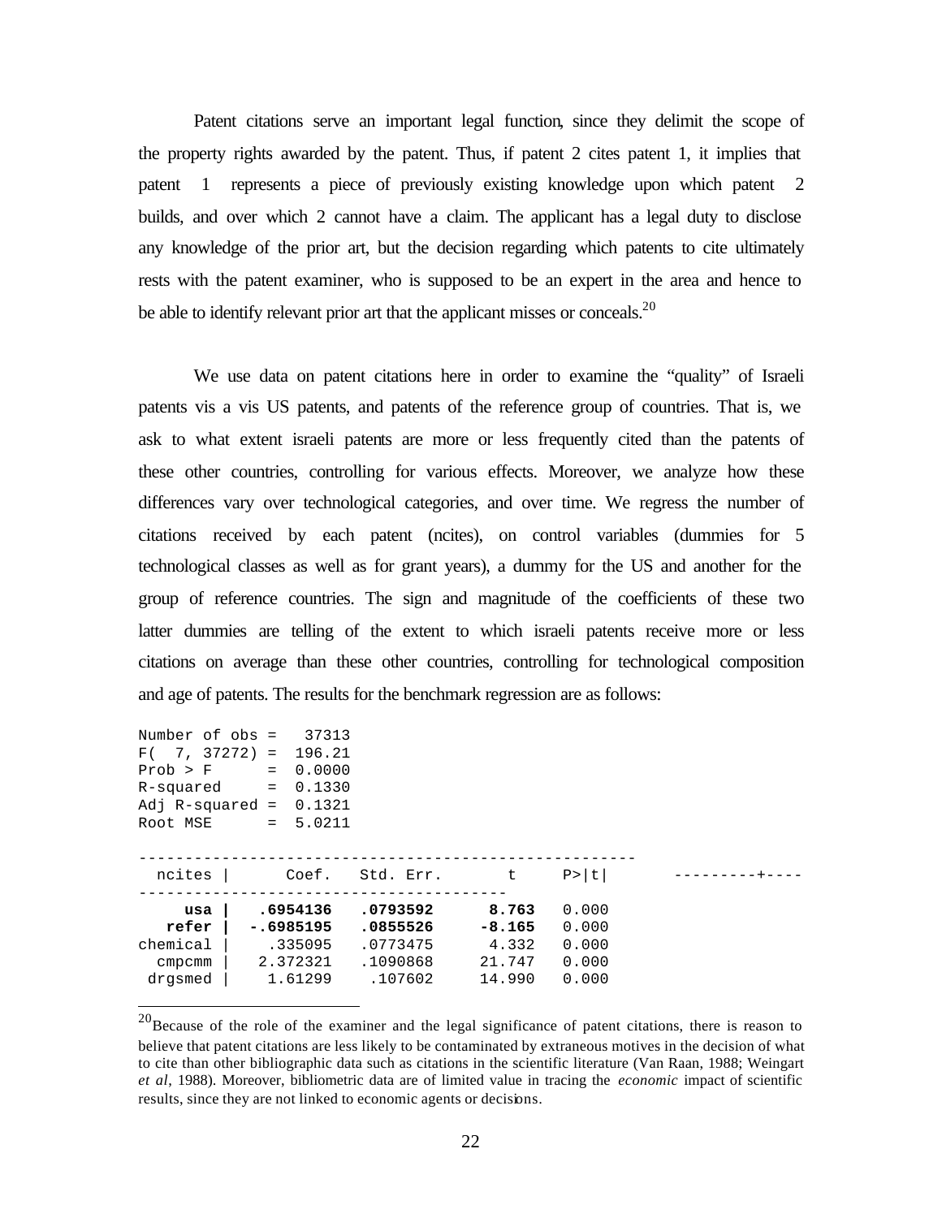Patent citations serve an important legal function, since they delimit the scope of the property rights awarded by the patent. Thus, if patent 2 cites patent 1, it implies that patent 1 represents a piece of previously existing knowledge upon which patent 2 builds, and over which 2 cannot have a claim. The applicant has a legal duty to disclose any knowledge of the prior art, but the decision regarding which patents to cite ultimately rests with the patent examiner, who is supposed to be an expert in the area and hence to be able to identify relevant prior art that the applicant misses or conceals.[20]

We use data on patent citations here in order to examine the "quality" of Israeli patents vis a vis US patents, and patents of the reference group of countries. That is, we ask to what extent israeli patents are more or less frequently cited than the patents of these other countries, controlling for various effects. Moreover, we analyze how these differences vary over technological categories, and over time. We regress the number of citations received by each patent (ncites), on control variables (dummies for 5 technological classes as well as for grant years), a dummy for the US and another for the group of reference countries. The sign and magnitude of the coefficients of these two latter dummies are telling of the extent to which israeli patents receive more or less citations on average than these other countries, controlling for technological composition and age of patents. The results for the benchmark regression are as follows:

```
Number of obs =   37313
F(  7, 37272) =  196.21
Prob > F      =  0.0000
R-squared     =  0.1330
Adj R-squared =  0.1321
Root MSE      =  5.0211

-----------------------------------------------------
  ncites |      Coef.   Std. Err.       t     P>|t|       ---------+----
---------------------------------------
     usa |   .6954136   .0793592     8.763   0.000
   refer |  -.6985195   .0855526    -8.165   0.000
chemical |    .335095   .0773475     4.332   0.000
  cmpcmm |   2.372321   .1090868    21.747   0.000
 drgsmed |    1.61299    .107602    14.990   0.000
```

[20] Because of the role of the examiner and the legal significance of patent citations, there is reason to believe that patent citations are less likely to be contaminated by extraneous motives in the decision of what to cite than other bibliographic data such as citations in the scientific literature (Van Raan, 1988; Weingart *et al*, 1988). Moreover, bibliometric data are of limited value in tracing the *economic* impact of scientific results, since they are not linked to economic agents or decisions.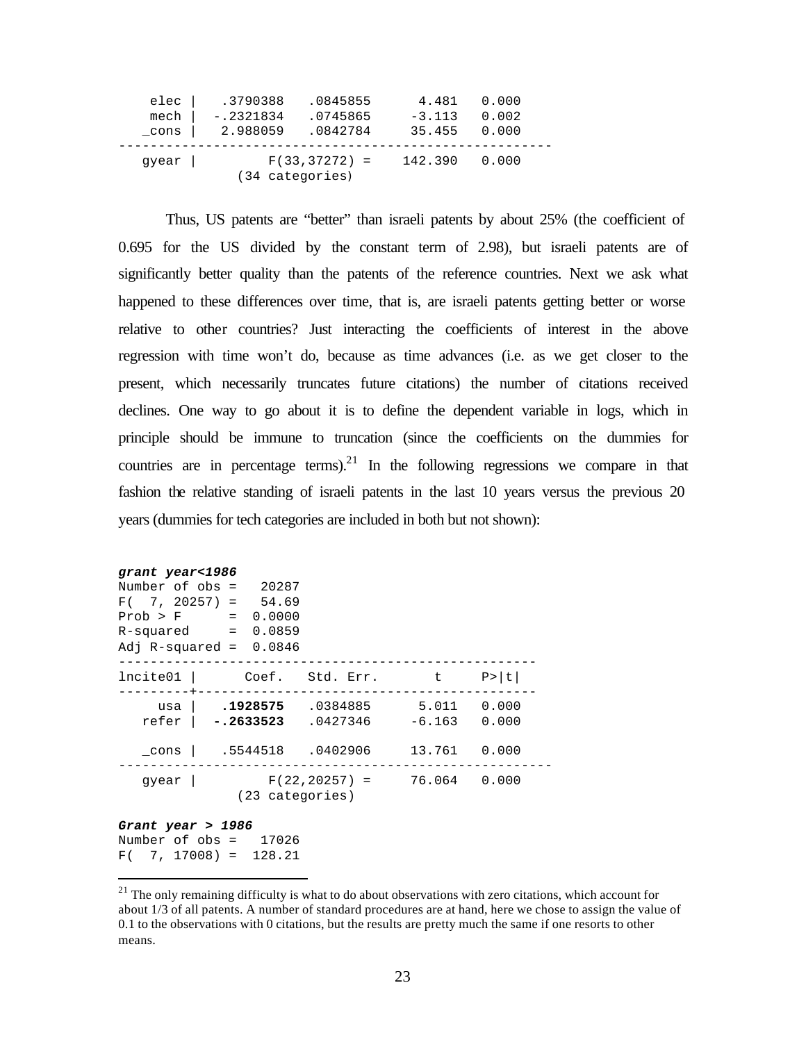```
    elec |   .3790388   .0845855      4.481   0.000
    mech |  -.2321834   .0745865     -3.113   0.002
   _cons |   2.988059   .0842784     35.455   0.000
-----------------------------------------------------
   gyear |        F(33,37272) =    142.390   0.000
              (34 categories)
```

Thus, US patents are "better" than israeli patents by about 25% (the coefficient of 0.695 for the US divided by the constant term of 2.98), but israeli patents are of significantly better quality than the patents of the reference countries. Next we ask what happened to these differences over time, that is, are israeli patents getting better or worse relative to other countries? Just interacting the coefficients of interest in the above regression with time won't do, because as time advances (i.e. as we get closer to the present, which necessarily truncates future citations) the number of citations received declines. One way to go about it is to define the dependent variable in logs, which in principle should be immune to truncation (since the coefficients on the dummies for countries are in percentage terms).[21] In the following regressions we compare in that fashion the relative standing of israeli patents in the last 10 years versus the previous 20 years (dummies for tech categories are included in both but not shown):

***grant year<1986***

```
Number of obs =   20287
F(  7, 20257) =   54.69
Prob > F      =  0.0000
R-squared     =  0.0859
Adj R-squared =  0.0846
----------------------------------------------------
lncite01 |      Coef.   Std. Err.       t     P>|t|
---------+------------------------------------------
     usa |   .1928575   .0384885      5.011   0.000
   refer |  -.2633523   .0427346     -6.163   0.000

   _cons |   .5544518   .0402906     13.761   0.000
-----------------------------------------------------
   gyear |        F(22,20257) =     76.064   0.000
              (23 categories)
```

***Grant year > 1986***

```
Number of obs =   17026
F(  7, 17008) =  128.21
```

[21] The only remaining difficulty is what to do about observations with zero citations, which account for about 1/3 of all patents. A number of standard procedures are at hand, here we chose to assign the value of 0.1 to the observations with 0 citations, but the results are pretty much the same if one resorts to other means.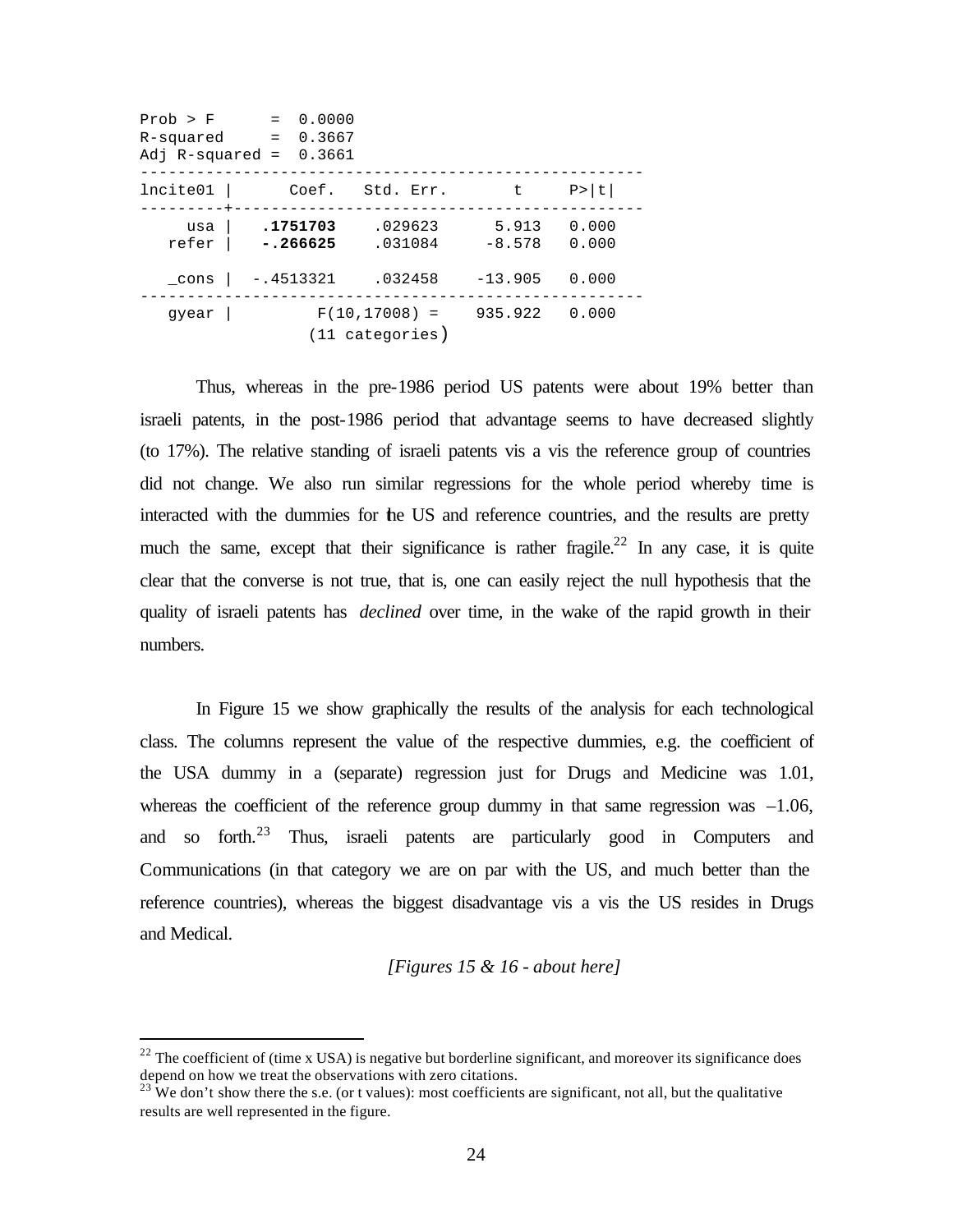```
Prob > F      =  0.0000
R-squared     =  0.3667
Adj R-squared =  0.3661
-----------------------------------------------------
lncite01 |      Coef.   Std. Err.       t     P>|t|
---------+-------------------------------------------
     usa |   .1751703    .029623      5.913   0.000
   refer |   -.266625    .031084     -8.578   0.000

   _cons |  -.4513321    .032458    -13.905   0.000
-----------------------------------------------------
   gyear |         F(10,17008) =    935.922   0.000
                 (11 categories)
```

Thus, whereas in the pre-1986 period US patents were about 19% better than israeli patents, in the post-1986 period that advantage seems to have decreased slightly (to 17%). The relative standing of israeli patents vis a vis the reference group of countries did not change. We also run similar regressions for the whole period whereby time is interacted with the dummies for the US and reference countries, and the results are pretty much the same, except that their significance is rather fragile.[22] In any case, it is quite clear that the converse is not true, that is, one can easily reject the null hypothesis that the quality of israeli patents has *declined* over time, in the wake of the rapid growth in their numbers.

In Figure 15 we show graphically the results of the analysis for each technological class. The columns represent the value of the respective dummies, e.g. the coefficient of the USA dummy in a (separate) regression just for Drugs and Medicine was 1.01, whereas the coefficient of the reference group dummy in that same regression was –1.06, and so forth.[23] Thus, israeli patents are particularly good in Computers and Communications (in that category we are on par with the US, and much better than the reference countries), whereas the biggest disadvantage vis a vis the US resides in Drugs and Medical.

*[Figures 15 & 16 - about here]*

---

[22] The coefficient of (time x USA) is negative but borderline significant, and moreover its significance does depend on how we treat the observations with zero citations.

[23] We don't show there the s.e. (or t values): most coefficients are significant, not all, but the qualitative results are well represented in the figure.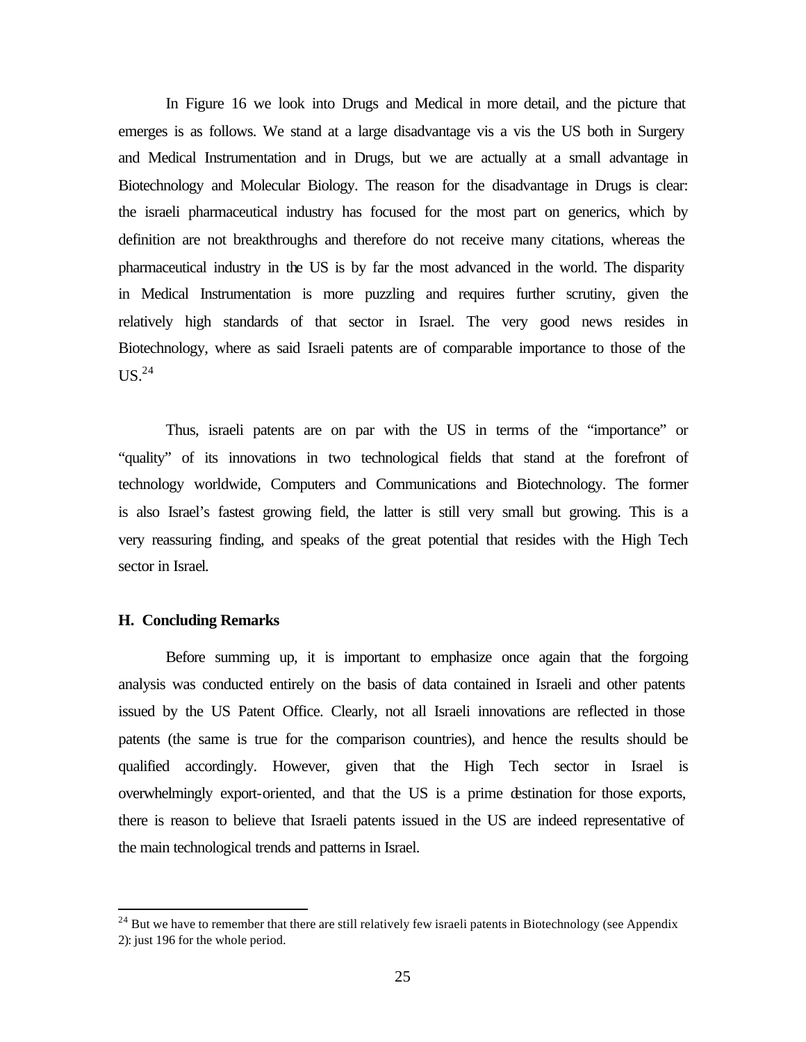In Figure 16 we look into Drugs and Medical in more detail, and the picture that emerges is as follows. We stand at a large disadvantage vis a vis the US both in Surgery and Medical Instrumentation and in Drugs, but we are actually at a small advantage in Biotechnology and Molecular Biology. The reason for the disadvantage in Drugs is clear: the israeli pharmaceutical industry has focused for the most part on generics, which by definition are not breakthroughs and therefore do not receive many citations, whereas the pharmaceutical industry in the US is by far the most advanced in the world. The disparity in Medical Instrumentation is more puzzling and requires further scrutiny, given the relatively high standards of that sector in Israel. The very good news resides in Biotechnology, where as said Israeli patents are of comparable importance to those of the US.[24]

Thus, israeli patents are on par with the US in terms of the "importance" or "quality" of its innovations in two technological fields that stand at the forefront of technology worldwide, Computers and Communications and Biotechnology. The former is also Israel's fastest growing field, the latter is still very small but growing. This is a very reassuring finding, and speaks of the great potential that resides with the High Tech sector in Israel.

### H. Concluding Remarks

Before summing up, it is important to emphasize once again that the forgoing analysis was conducted entirely on the basis of data contained in Israeli and other patents issued by the US Patent Office. Clearly, not all Israeli innovations are reflected in those patents (the same is true for the comparison countries), and hence the results should be qualified accordingly. However, given that the High Tech sector in Israel is overwhelmingly export-oriented, and that the US is a prime destination for those exports, there is reason to believe that Israeli patents issued in the US are indeed representative of the main technological trends and patterns in Israel.

---

[24] But we have to remember that there are still relatively few israeli patents in Biotechnology (see Appendix 2): just 196 for the whole period.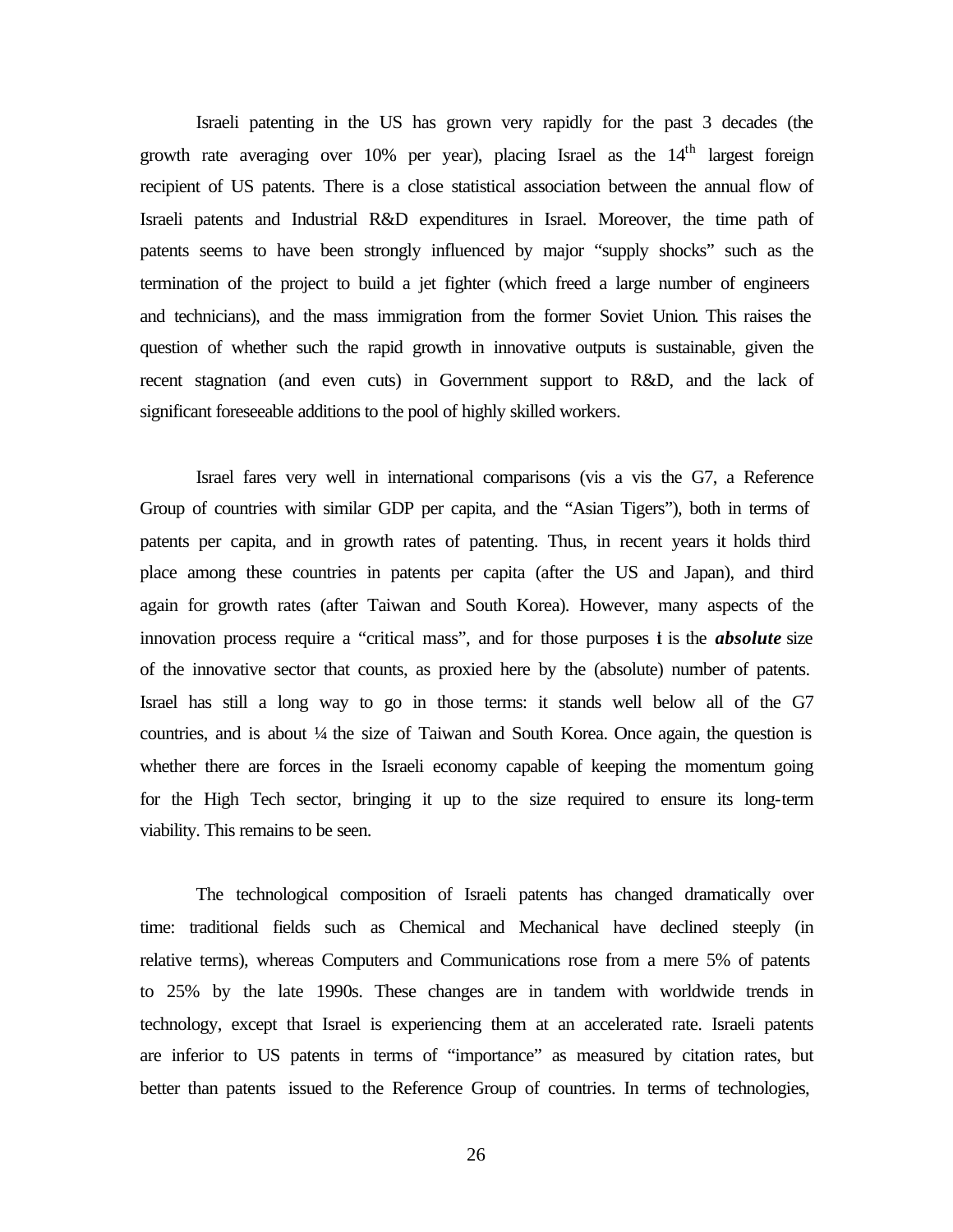Israeli patenting in the US has grown very rapidly for the past 3 decades (the growth rate averaging over 10% per year), placing Israel as the 14$^{th}$ largest foreign recipient of US patents. There is a close statistical association between the annual flow of Israeli patents and Industrial R&D expenditures in Israel. Moreover, the time path of patents seems to have been strongly influenced by major "supply shocks" such as the termination of the project to build a jet fighter (which freed a large number of engineers and technicians), and the mass immigration from the former Soviet Union. This raises the question of whether such the rapid growth in innovative outputs is sustainable, given the recent stagnation (and even cuts) in Government support to R&D, and the lack of significant foreseeable additions to the pool of highly skilled workers.

Israel fares very well in international comparisons (vis a vis the G7, a Reference Group of countries with similar GDP per capita, and the "Asian Tigers"), both in terms of patents per capita, and in growth rates of patenting. Thus, in recent years it holds third place among these countries in patents per capita (after the US and Japan), and third again for growth rates (after Taiwan and South Korea). However, many aspects of the innovation process require a "critical mass", and for those purposes it is the ***absolute*** size of the innovative sector that counts, as proxied here by the (absolute) number of patents. Israel has still a long way to go in those terms: it stands well below all of the G7 countries, and is about ¼ the size of Taiwan and South Korea. Once again, the question is whether there are forces in the Israeli economy capable of keeping the momentum going for the High Tech sector, bringing it up to the size required to ensure its long-term viability. This remains to be seen.

The technological composition of Israeli patents has changed dramatically over time: traditional fields such as Chemical and Mechanical have declined steeply (in relative terms), whereas Computers and Communications rose from a mere 5% of patents to 25% by the late 1990s. These changes are in tandem with worldwide trends in technology, except that Israel is experiencing them at an accelerated rate. Israeli patents are inferior to US patents in terms of "importance" as measured by citation rates, but better than patents issued to the Reference Group of countries. In terms of technologies,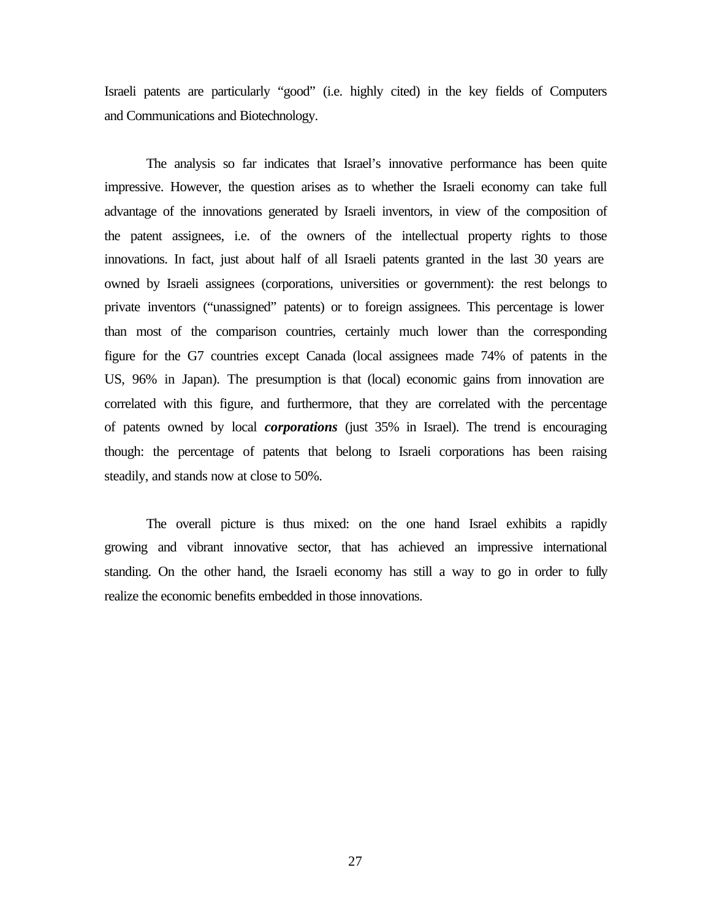Israeli patents are particularly "good" (i.e. highly cited) in the key fields of Computers and Communications and Biotechnology.

The analysis so far indicates that Israel's innovative performance has been quite impressive. However, the question arises as to whether the Israeli economy can take full advantage of the innovations generated by Israeli inventors, in view of the composition of the patent assignees, i.e. of the owners of the intellectual property rights to those innovations. In fact, just about half of all Israeli patents granted in the last 30 years are owned by Israeli assignees (corporations, universities or government): the rest belongs to private inventors ("unassigned" patents) or to foreign assignees. This percentage is lower than most of the comparison countries, certainly much lower than the corresponding figure for the G7 countries except Canada (local assignees made 74% of patents in the US, 96% in Japan). The presumption is that (local) economic gains from innovation are correlated with this figure, and furthermore, that they are correlated with the percentage of patents owned by local ***corporations*** (just 35% in Israel). The trend is encouraging though: the percentage of patents that belong to Israeli corporations has been raising steadily, and stands now at close to 50%.

The overall picture is thus mixed: on the one hand Israel exhibits a rapidly growing and vibrant innovative sector, that has achieved an impressive international standing. On the other hand, the Israeli economy has still a way to go in order to fully realize the economic benefits embedded in those innovations.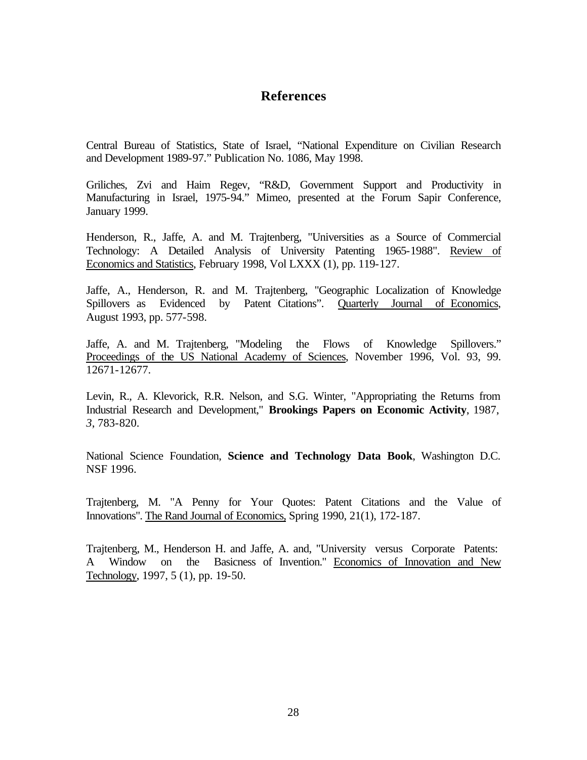## References

Central Bureau of Statistics, State of Israel, "National Expenditure on Civilian Research and Development 1989-97." Publication No. 1086, May 1998.

Griliches, Zvi and Haim Regev, "R&D, Government Support and Productivity in Manufacturing in Israel, 1975-94." Mimeo, presented at the Forum Sapir Conference, January 1999.

Henderson, R., Jaffe, A. and M. Trajtenberg, "Universities as a Source of Commercial Technology: A Detailed Analysis of University Patenting 1965-1988". Review of Economics and Statistics, February 1998, Vol LXXX (1), pp. 119-127.

Jaffe, A., Henderson, R. and M. Trajtenberg, "Geographic Localization of Knowledge Spillovers as Evidenced by Patent Citations". Quarterly Journal of Economics, August 1993, pp. 577-598.

Jaffe, A. and M. Trajtenberg, "Modeling the Flows of Knowledge Spillovers." Proceedings of the US National Academy of Sciences, November 1996, Vol. 93, 99. 12671-12677.

Levin, R., A. Klevorick, R.R. Nelson, and S.G. Winter, "Appropriating the Returns from Industrial Research and Development," **Brookings Papers on Economic Activity**, 1987, *3*, 783-820.

National Science Foundation, **Science and Technology Data Book**, Washington D.C. NSF 1996.

Trajtenberg, M. "A Penny for Your Quotes: Patent Citations and the Value of Innovations". The Rand Journal of Economics, Spring 1990, 21(1), 172-187.

Trajtenberg, M., Henderson H. and Jaffe, A. and, "University versus Corporate Patents: A Window on the Basicness of Invention." Economics of Innovation and New Technology, 1997, 5 (1), pp. 19-50.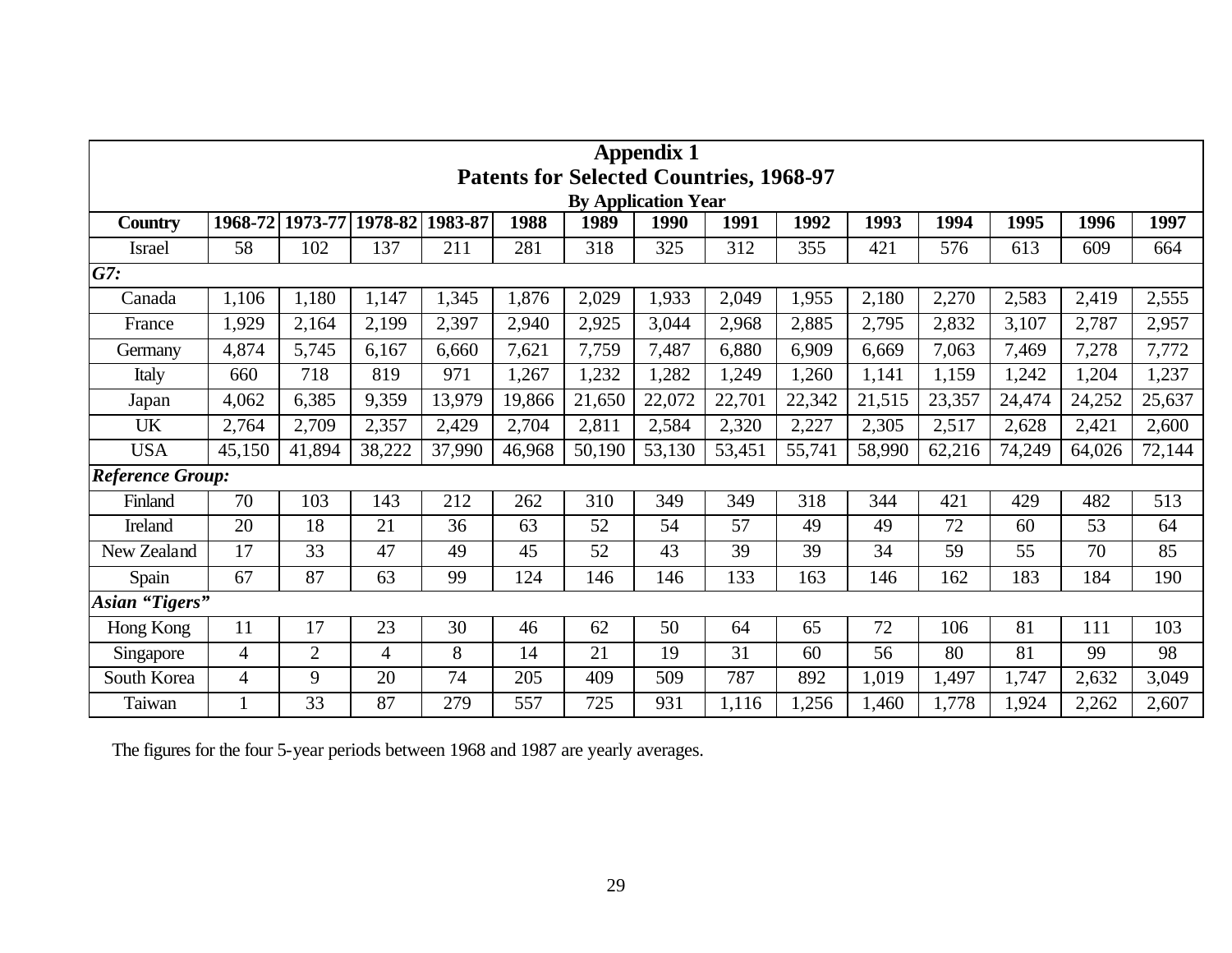## Appendix 1

### Patents for Selected Countries, 1968-97

**By Application Year**

| Country | 1968-72 | 1973-77 | 1978-82 | 1983-87 | 1988 | 1989 | 1990 | 1991 | 1992 | 1993 | 1994 | 1995 | 1996 | 1997 |
|---|---|---|---|---|---|---|---|---|---|---|---|---|---|---|
| Israel | 58 | 102 | 137 | 211 | 281 | 318 | 325 | 312 | 355 | 421 | 576 | 613 | 609 | 664 |
| ***G7:*** | | | | | | | | | | | | | | |
| Canada | 1,106 | 1,180 | 1,147 | 1,345 | 1,876 | 2,029 | 1,933 | 2,049 | 1,955 | 2,180 | 2,270 | 2,583 | 2,419 | 2,555 |
| France | 1,929 | 2,164 | 2,199 | 2,397 | 2,940 | 2,925 | 3,044 | 2,968 | 2,885 | 2,795 | 2,832 | 3,107 | 2,787 | 2,957 |
| Germany | 4,874 | 5,745 | 6,167 | 6,660 | 7,621 | 7,759 | 7,487 | 6,880 | 6,909 | 6,669 | 7,063 | 7,469 | 7,278 | 7,772 |
| Italy | 660 | 718 | 819 | 971 | 1,267 | 1,232 | 1,282 | 1,249 | 1,260 | 1,141 | 1,159 | 1,242 | 1,204 | 1,237 |
| Japan | 4,062 | 6,385 | 9,359 | 13,979 | 19,866 | 21,650 | 22,072 | 22,701 | 22,342 | 21,515 | 23,357 | 24,474 | 24,252 | 25,637 |
| UK | 2,764 | 2,709 | 2,357 | 2,429 | 2,704 | 2,811 | 2,584 | 2,320 | 2,227 | 2,305 | 2,517 | 2,628 | 2,421 | 2,600 |
| USA | 45,150 | 41,894 | 38,222 | 37,990 | 46,968 | 50,190 | 53,130 | 53,451 | 55,741 | 58,990 | 62,216 | 74,249 | 64,026 | 72,144 |
| ***Reference Group:*** | | | | | | | | | | | | | | |
| Finland | 70 | 103 | 143 | 212 | 262 | 310 | 349 | 349 | 318 | 344 | 421 | 429 | 482 | 513 |
| Ireland | 20 | 18 | 21 | 36 | 63 | 52 | 54 | 57 | 49 | 49 | 72 | 60 | 53 | 64 |
| New Zealand | 17 | 33 | 47 | 49 | 45 | 52 | 43 | 39 | 39 | 34 | 59 | 55 | 70 | 85 |
| Spain | 67 | 87 | 63 | 99 | 124 | 146 | 146 | 133 | 163 | 146 | 162 | 183 | 184 | 190 |
| ***Asian "Tigers"*** | | | | | | | | | | | | | | |
| Hong Kong | 11 | 17 | 23 | 30 | 46 | 62 | 50 | 64 | 65 | 72 | 106 | 81 | 111 | 103 |
| Singapore | 4 | 2 | 4 | 8 | 14 | 21 | 19 | 31 | 60 | 56 | 80 | 81 | 99 | 98 |
| South Korea | 4 | 9 | 20 | 74 | 205 | 409 | 509 | 787 | 892 | 1,019 | 1,497 | 1,747 | 2,632 | 3,049 |
| Taiwan | 1 | 33 | 87 | 279 | 557 | 725 | 931 | 1,116 | 1,256 | 1,460 | 1,778 | 1,924 | 2,262 | 2,607 |

The figures for the four 5-year periods between 1968 and 1987 are yearly averages.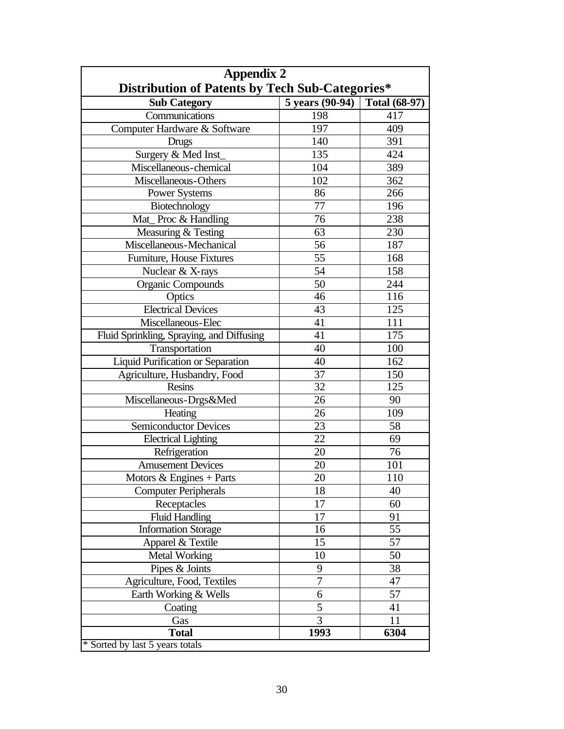## Appendix 2
## Distribution of Patents by Tech Sub-Categories*

| Sub Category | 5 years (90-94) | Total (68-97) |
|---|---|---|
| Communications | 198 | 417 |
| Computer Hardware & Software | 197 | 409 |
| Drugs | 140 | 391 |
| Surgery & Med Inst_ | 135 | 424 |
| Miscellaneous-chemical | 104 | 389 |
| Miscellaneous-Others | 102 | 362 |
| Power Systems | 86 | 266 |
| Biotechnology | 77 | 196 |
| Mat_ Proc & Handling | 76 | 238 |
| Measuring & Testing | 63 | 230 |
| Miscellaneous-Mechanical | 56 | 187 |
| Furniture, House Fixtures | 55 | 168 |
| Nuclear & X-rays | 54 | 158 |
| Organic Compounds | 50 | 244 |
| Optics | 46 | 116 |
| Electrical Devices | 43 | 125 |
| Miscellaneous-Elec | 41 | 111 |
| Fluid Sprinkling, Spraying, and Diffusing | 41 | 175 |
| Transportation | 40 | 100 |
| Liquid Purification or Separation | 40 | 162 |
| Agriculture, Husbandry, Food | 37 | 150 |
| Resins | 32 | 125 |
| Miscellaneous-Drgs&Med | 26 | 90 |
| Heating | 26 | 109 |
| Semiconductor Devices | 23 | 58 |
| Electrical Lighting | 22 | 69 |
| Refrigeration | 20 | 76 |
| Amusement Devices | 20 | 101 |
| Motors & Engines + Parts | 20 | 110 |
| Computer Peripherals | 18 | 40 |
| Receptacles | 17 | 60 |
| Fluid Handling | 17 | 91 |
| Information Storage | 16 | 55 |
| Apparel & Textile | 15 | 57 |
| Metal Working | 10 | 50 |
| Pipes & Joints | 9 | 38 |
| Agriculture, Food, Textiles | 7 | 47 |
| Earth Working & Wells | 6 | 57 |
| Coating | 5 | 41 |
| Gas | 3 | 11 |
| **Total** | **1993** | **6304** |

* Sorted by last 5 years totals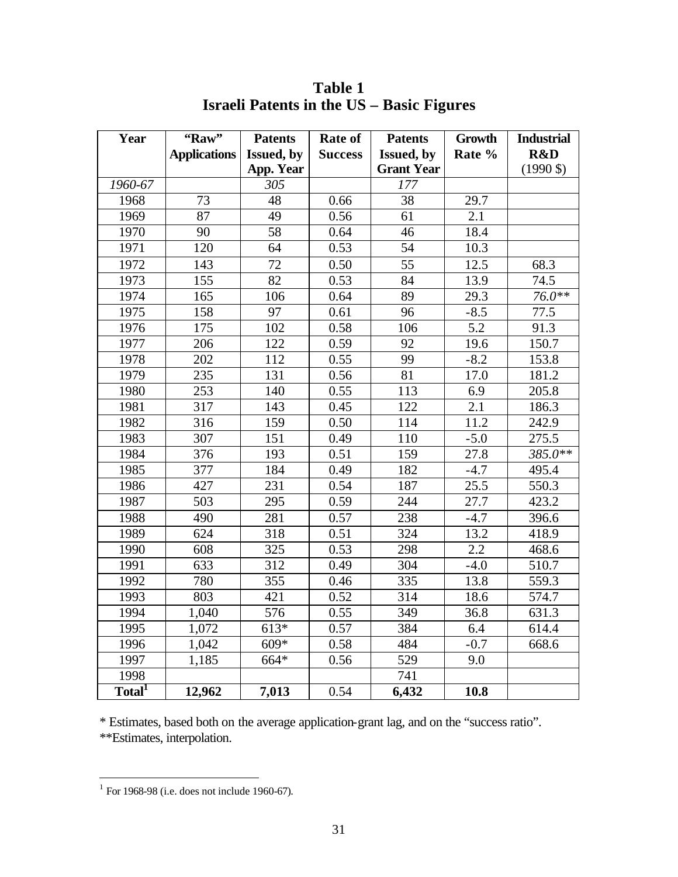**Table 1**
**Israeli Patents in the US – Basic Figures**

| Year | "Raw" Applications | Patents Issued, by App. Year | Rate of Success | Patents Issued, by Grant Year | Growth Rate % | Industrial R&D (1990 $) |
|---|---|---|---|---|---|---|
| *1960-67* | | *305* | | *177* | | |
| 1968 | 73 | 48 | 0.66 | 38 | 29.7 | |
| 1969 | 87 | 49 | 0.56 | 61 | 2.1 | |
| 1970 | 90 | 58 | 0.64 | 46 | 18.4 | |
| 1971 | 120 | 64 | 0.53 | 54 | 10.3 | |
| 1972 | 143 | 72 | 0.50 | 55 | 12.5 | 68.3 |
| 1973 | 155 | 82 | 0.53 | 84 | 13.9 | 74.5 |
| 1974 | 165 | 106 | 0.64 | 89 | 29.3 | *76.0*** |
| 1975 | 158 | 97 | 0.61 | 96 | -8.5 | 77.5 |
| 1976 | 175 | 102 | 0.58 | 106 | 5.2 | 91.3 |
| 1977 | 206 | 122 | 0.59 | 92 | 19.6 | 150.7 |
| 1978 | 202 | 112 | 0.55 | 99 | -8.2 | 153.8 |
| 1979 | 235 | 131 | 0.56 | 81 | 17.0 | 181.2 |
| 1980 | 253 | 140 | 0.55 | 113 | 6.9 | 205.8 |
| 1981 | 317 | 143 | 0.45 | 122 | 2.1 | 186.3 |
| 1982 | 316 | 159 | 0.50 | 114 | 11.2 | 242.9 |
| 1983 | 307 | 151 | 0.49 | 110 | -5.0 | 275.5 |
| 1984 | 376 | 193 | 0.51 | 159 | 27.8 | *385.0*** |
| 1985 | 377 | 184 | 0.49 | 182 | -4.7 | 495.4 |
| 1986 | 427 | 231 | 0.54 | 187 | 25.5 | 550.3 |
| 1987 | 503 | 295 | 0.59 | 244 | 27.7 | 423.2 |
| 1988 | 490 | 281 | 0.57 | 238 | -4.7 | 396.6 |
| 1989 | 624 | 318 | 0.51 | 324 | 13.2 | 418.9 |
| 1990 | 608 | 325 | 0.53 | 298 | 2.2 | 468.6 |
| 1991 | 633 | 312 | 0.49 | 304 | -4.0 | 510.7 |
| 1992 | 780 | 355 | 0.46 | 335 | 13.8 | 559.3 |
| 1993 | 803 | 421 | 0.52 | 314 | 18.6 | 574.7 |
| 1994 | 1,040 | 576 | 0.55 | 349 | 36.8 | 631.3 |
| 1995 | 1,072 | 613* | 0.57 | 384 | 6.4 | 614.4 |
| 1996 | 1,042 | 609* | 0.58 | 484 | -0.7 | 668.6 |
| 1997 | 1,185 | 664* | 0.56 | 529 | 9.0 | |
| 1998 | | | | 741 | | |
| **Total[1]** | **12,962** | **7,013** | 0.54 | **6,432** | **10.8** | |

\* Estimates, based both on the average application-grant lag, and on the "success ratio".
**Estimates, interpolation.

[1] For 1968-98 (i.e. does not include 1960-67).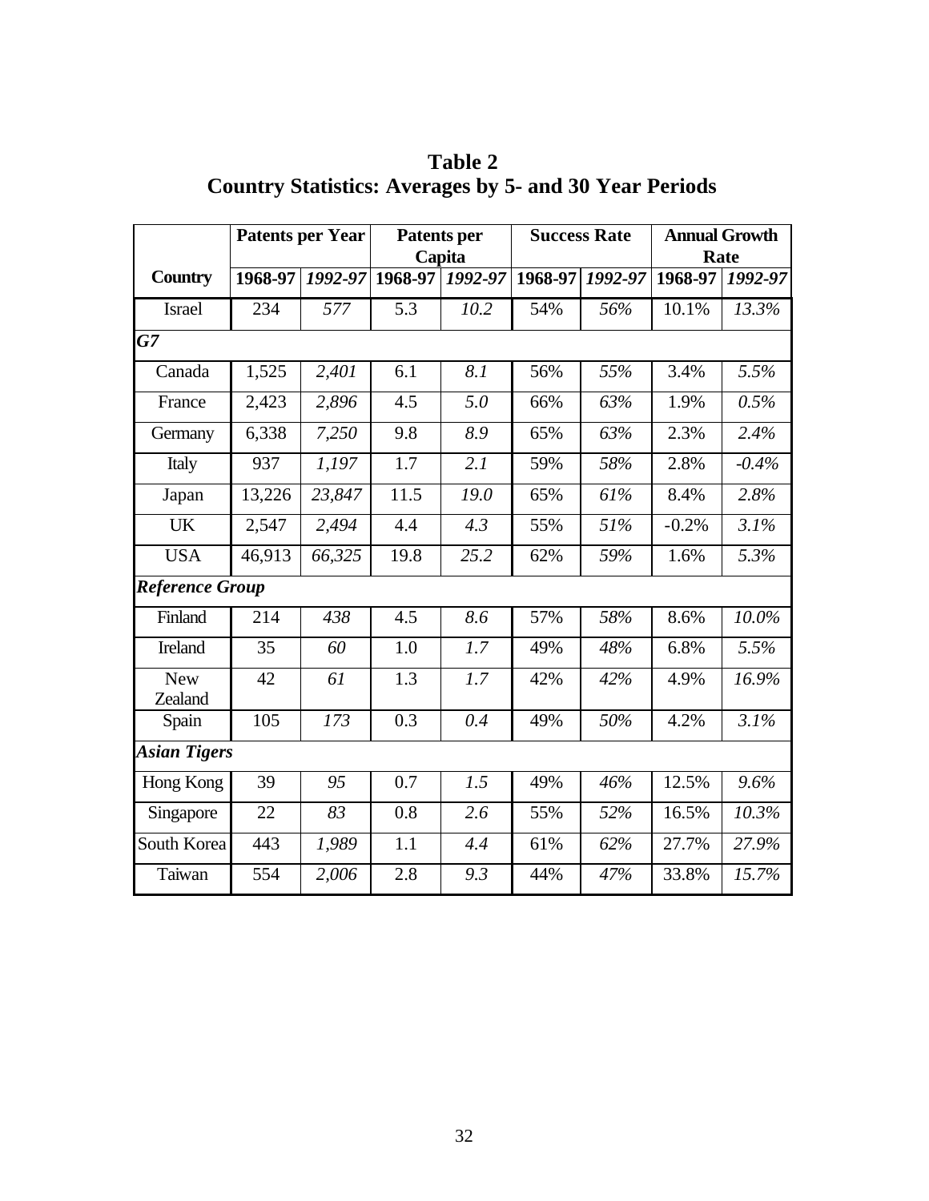**Table 2**
**Country Statistics: Averages by 5- and 30 Year Periods**

| Country | Patents per Year | | Patents per Capita | | Success Rate | | Annual Growth Rate | |
|---|---|---|---|---|---|---|---|---|
| | 1968-97 | *1992-97* | 1968-97 | *1992-97* | 1968-97 | *1992-97* | 1968-97 | *1992-97* |
| Israel | 234 | *577* | 5.3 | *10.2* | 54% | *56%* | 10.1% | *13.3%* |
| ***G7*** | | | | | | | | |
| Canada | 1,525 | *2,401* | 6.1 | *8.1* | 56% | *55%* | 3.4% | *5.5%* |
| France | 2,423 | *2,896* | 4.5 | *5.0* | 66% | *63%* | 1.9% | *0.5%* |
| Germany | 6,338 | *7,250* | 9.8 | *8.9* | 65% | *63%* | 2.3% | *2.4%* |
| Italy | 937 | *1,197* | 1.7 | *2.1* | 59% | *58%* | 2.8% | *-0.4%* |
| Japan | 13,226 | *23,847* | 11.5 | *19.0* | 65% | *61%* | 8.4% | *2.8%* |
| UK | 2,547 | *2,494* | 4.4 | *4.3* | 55% | *51%* | -0.2% | *3.1%* |
| USA | 46,913 | *66,325* | 19.8 | *25.2* | 62% | *59%* | 1.6% | *5.3%* |
| ***Reference Group*** | | | | | | | | |
| Finland | 214 | *438* | 4.5 | *8.6* | 57% | *58%* | 8.6% | *10.0%* |
| Ireland | 35 | *60* | 1.0 | *1.7* | 49% | *48%* | 6.8% | *5.5%* |
| New Zealand | 42 | *61* | 1.3 | *1.7* | 42% | *42%* | 4.9% | *16.9%* |
| Spain | 105 | *173* | 0.3 | *0.4* | 49% | *50%* | 4.2% | *3.1%* |
| ***Asian Tigers*** | | | | | | | | |
| Hong Kong | 39 | *95* | 0.7 | *1.5* | 49% | *46%* | 12.5% | *9.6%* |
| Singapore | 22 | *83* | 0.8 | *2.6* | 55% | *52%* | 16.5% | *10.3%* |
| South Korea | 443 | *1,989* | 1.1 | *4.4* | 61% | *62%* | 27.7% | *27.9%* |
| Taiwan | 554 | *2,006* | 2.8 | *9.3* | 44% | *47%* | 33.8% | *15.7%* |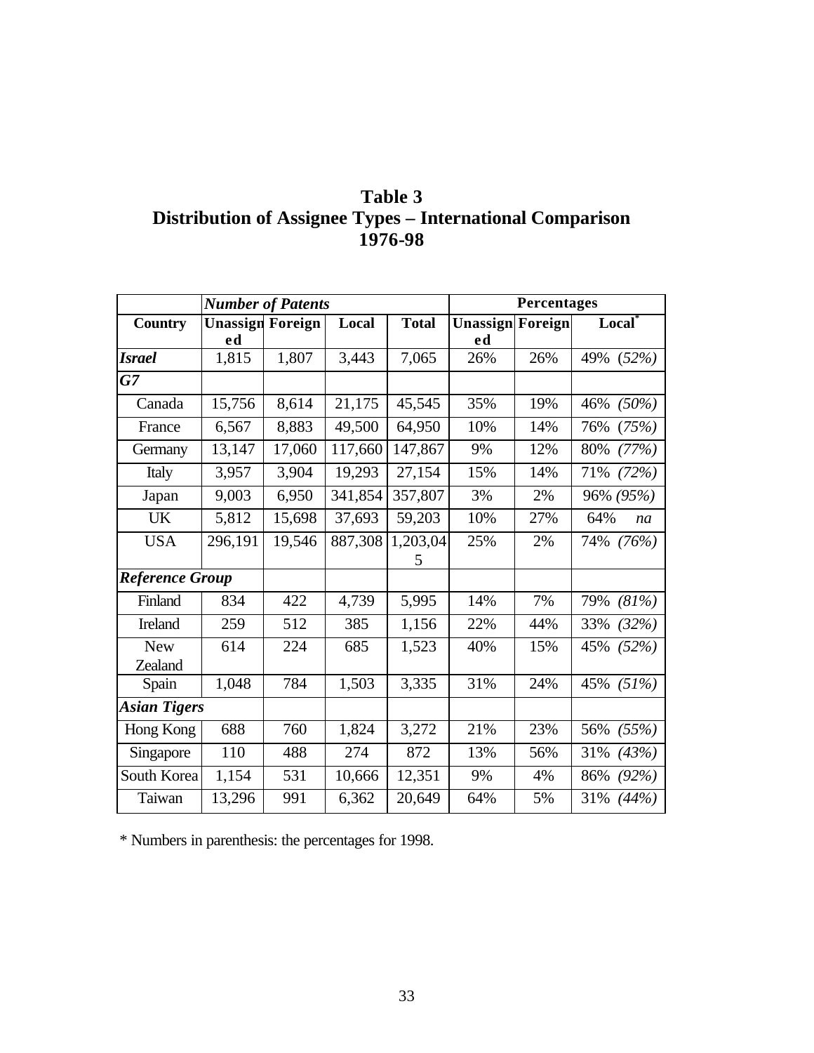# Table 3
## Distribution of Assignee Types – International Comparison
## 1976-98

| | *Number of Patents* | | | | Percentages | | |
|---|---|---|---|---|---|---|---|
| **Country** | **Unassigned** | **Foreign** | **Local** | **Total** | **Unassigned** | **Foreign** | **Local*** |
| ***Israel*** | 1,815 | 1,807 | 3,443 | 7,065 | 26% | 26% | 49% *(52%)* |
| ***G7*** | | | | | | | |
| Canada | 15,756 | 8,614 | 21,175 | 45,545 | 35% | 19% | 46% *(50%)* |
| France | 6,567 | 8,883 | 49,500 | 64,950 | 10% | 14% | 76% *(75%)* |
| Germany | 13,147 | 17,060 | 117,660 | 147,867 | 9% | 12% | 80% *(77%)* |
| Italy | 3,957 | 3,904 | 19,293 | 27,154 | 15% | 14% | 71% *(72%)* |
| Japan | 9,003 | 6,950 | 341,854 | 357,807 | 3% | 2% | 96% *(95%)* |
| UK | 5,812 | 15,698 | 37,693 | 59,203 | 10% | 27% | 64% *na* |
| USA | 296,191 | 19,546 | 887,308 | 1,203,045 | 25% | 2% | 74% *(76%)* |
| ***Reference Group*** | | | | | | | |
| Finland | 834 | 422 | 4,739 | 5,995 | 14% | 7% | 79% *(81%)* |
| Ireland | 259 | 512 | 385 | 1,156 | 22% | 44% | 33% *(32%)* |
| New Zealand | 614 | 224 | 685 | 1,523 | 40% | 15% | 45% *(52%)* |
| Spain | 1,048 | 784 | 1,503 | 3,335 | 31% | 24% | 45% *(51%)* |
| ***Asian Tigers*** | | | | | | | |
| Hong Kong | 688 | 760 | 1,824 | 3,272 | 21% | 23% | 56% *(55%)* |
| Singapore | 110 | 488 | 274 | 872 | 13% | 56% | 31% *(43%)* |
| South Korea | 1,154 | 531 | 10,666 | 12,351 | 9% | 4% | 86% *(92%)* |
| Taiwan | 13,296 | 991 | 6,362 | 20,649 | 64% | 5% | 31% *(44%)* |

* Numbers in parenthesis: the percentages for 1998.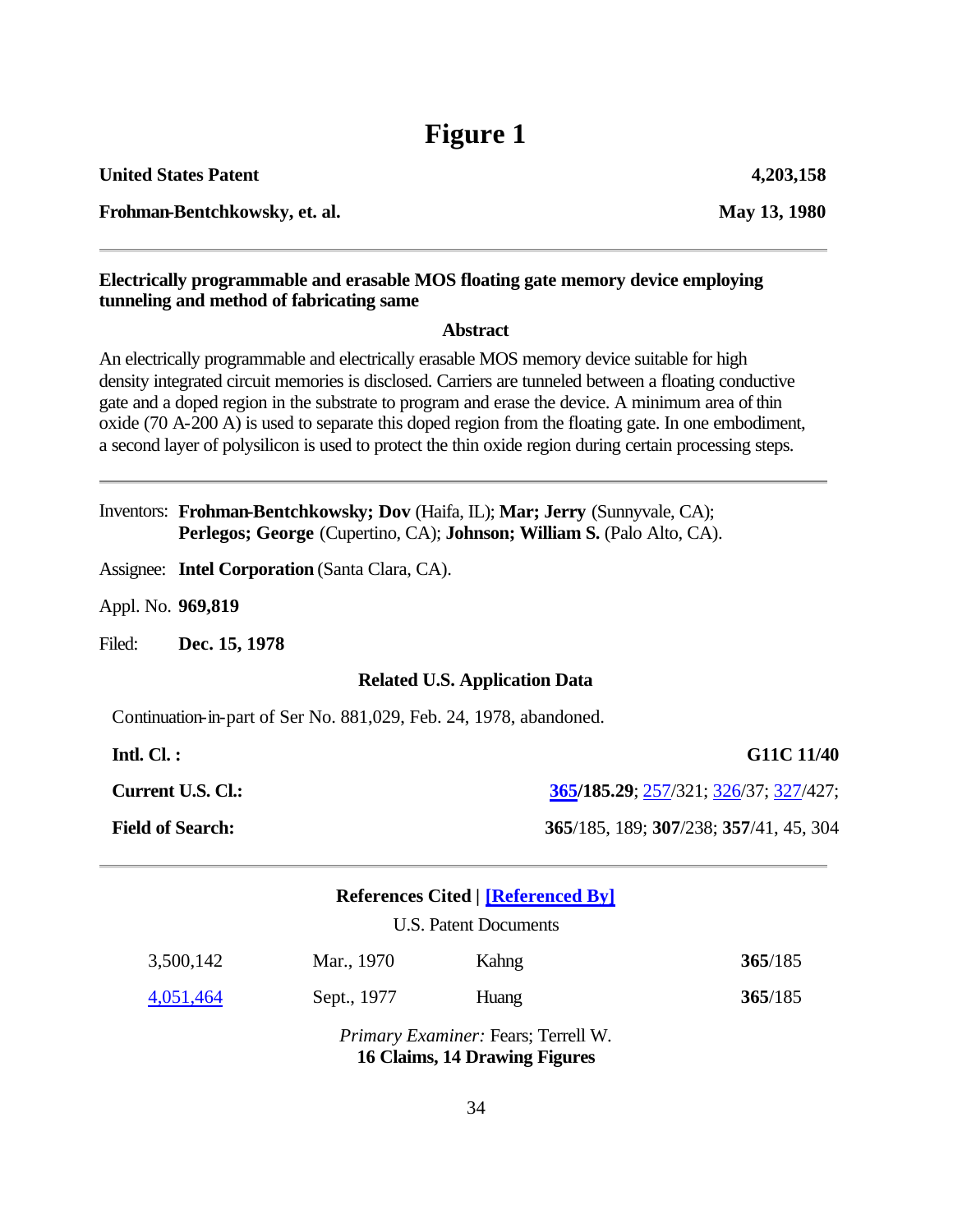# Figure 1

| **United States Patent** | **4,203,158** |
|---|---|
| **Frohman-Bentchkowsky, et. al.** | **May 13, 1980** |

---

**Electrically programmable and erasable MOS floating gate memory device employing tunneling and method of fabricating same**

### Abstract

An electrically programmable and electrically erasable MOS memory device suitable for high density integrated circuit memories is disclosed. Carriers are tunneled between a floating conductive gate and a doped region in the substrate to program and erase the device. A minimum area of thin oxide (70 A-200 A) is used to separate this doped region from the floating gate. In one embodiment, a second layer of polysilicon is used to protect the thin oxide region during certain processing steps.

---

Inventors: **Frohman-Bentchkowsky; Dov** (Haifa, IL); **Mar; Jerry** (Sunnyvale, CA); **Perlegos; George** (Cupertino, CA); **Johnson; William S.** (Palo Alto, CA).

Assignee: **Intel Corporation** (Santa Clara, CA).

Appl. No. **969,819**

Filed: **Dec. 15, 1978**

### Related U.S. Application Data

Continuation-in-part of Ser No. 881,029, Feb. 24, 1978, abandoned.

| | |
|---|---|
| **Intl. Cl. :** | **G11C 11/40** |
| **Current U.S. Cl.:** | **365/185.29**; 257/321; 326/37; 327/427; |
| **Field of Search:** | **365**/185, 189; **307**/238; **357**/41, 45, 304 |

---

### References Cited | [Referenced By]

U.S. Patent Documents

| | | | |
|---|---|---|---|
| 3,500,142 | Mar., 1970 | Kahng | **365**/185 |
| 4,051,464 | Sept., 1977 | Huang | **365**/185 |

*Primary Examiner:* Fears; Terrell W.
**16 Claims, 14 Drawing Figures**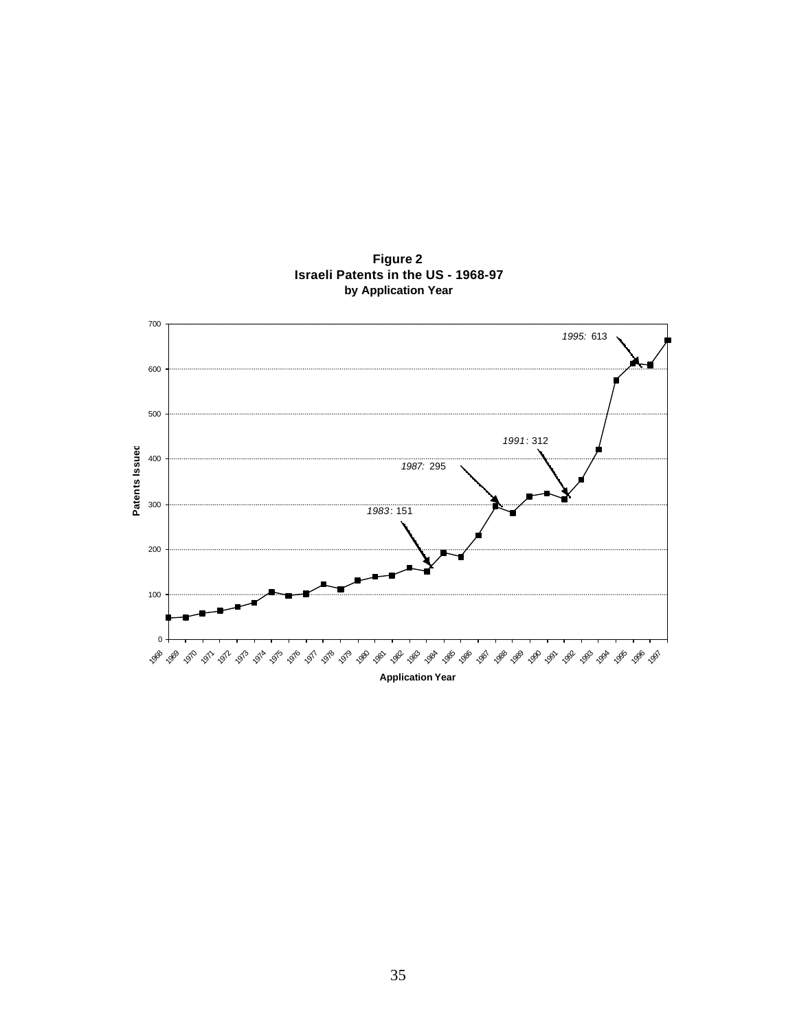**Figure 2**
**Israeli Patents in the US - 1968-97**
**by Application Year**

Patents Issued

*1995:* 613

*1991*: 312

*1987:* 295

*1983*: 151

Application Year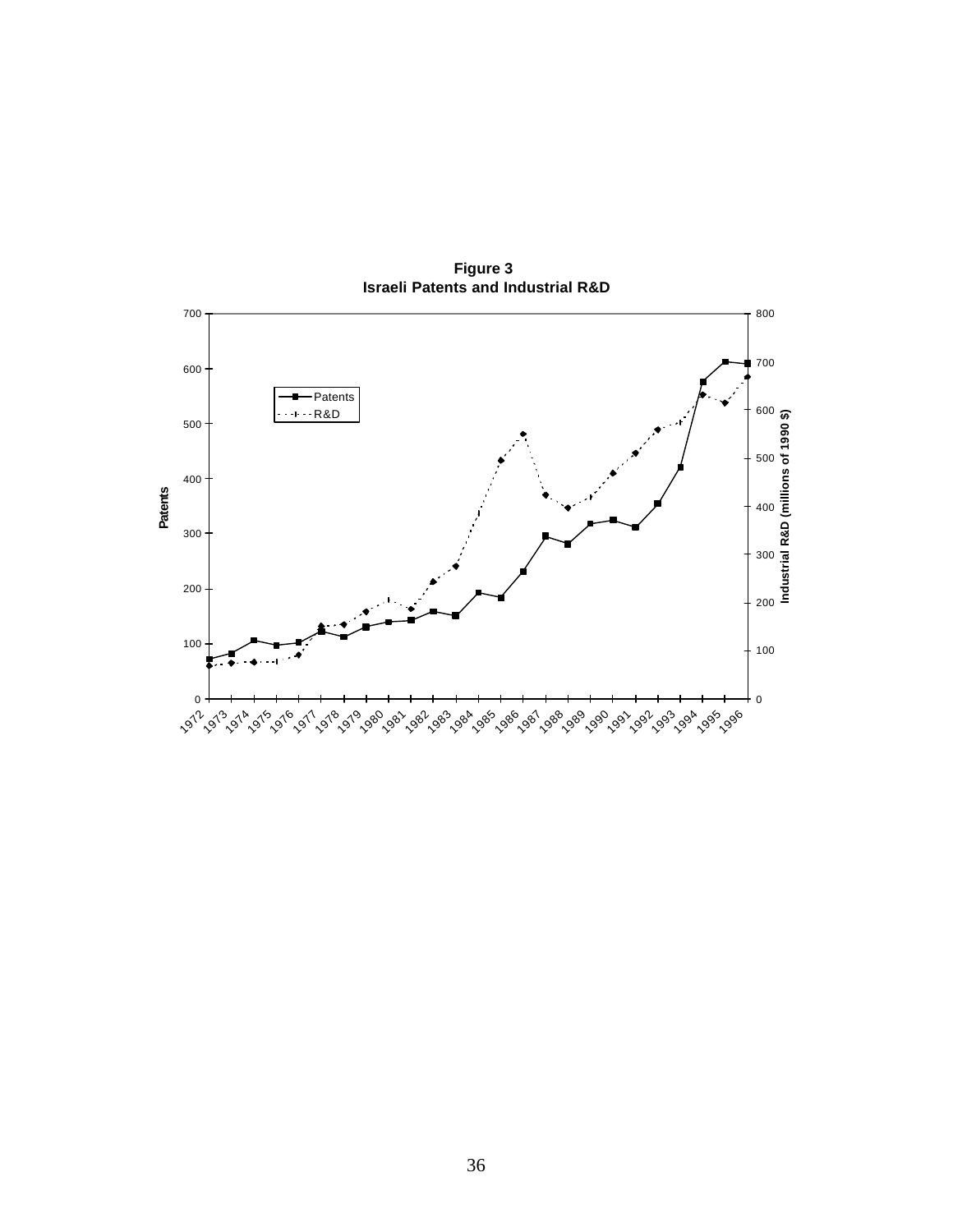**Figure 3**
**Israeli Patents and Industrial R&D**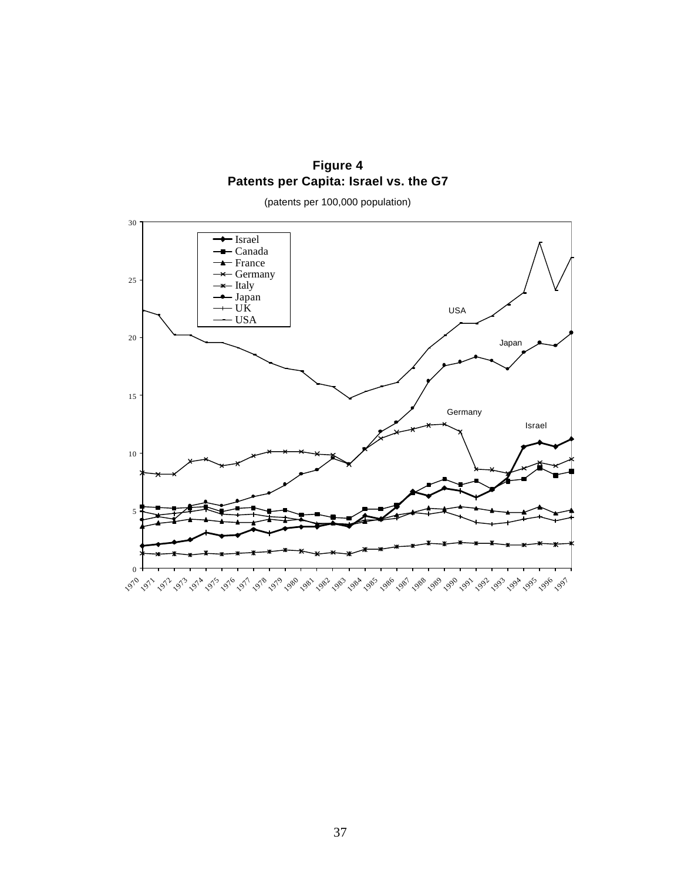**Figure 4**
**Patents per Capita: Israel vs. the G7**

(patents per 100,000 population)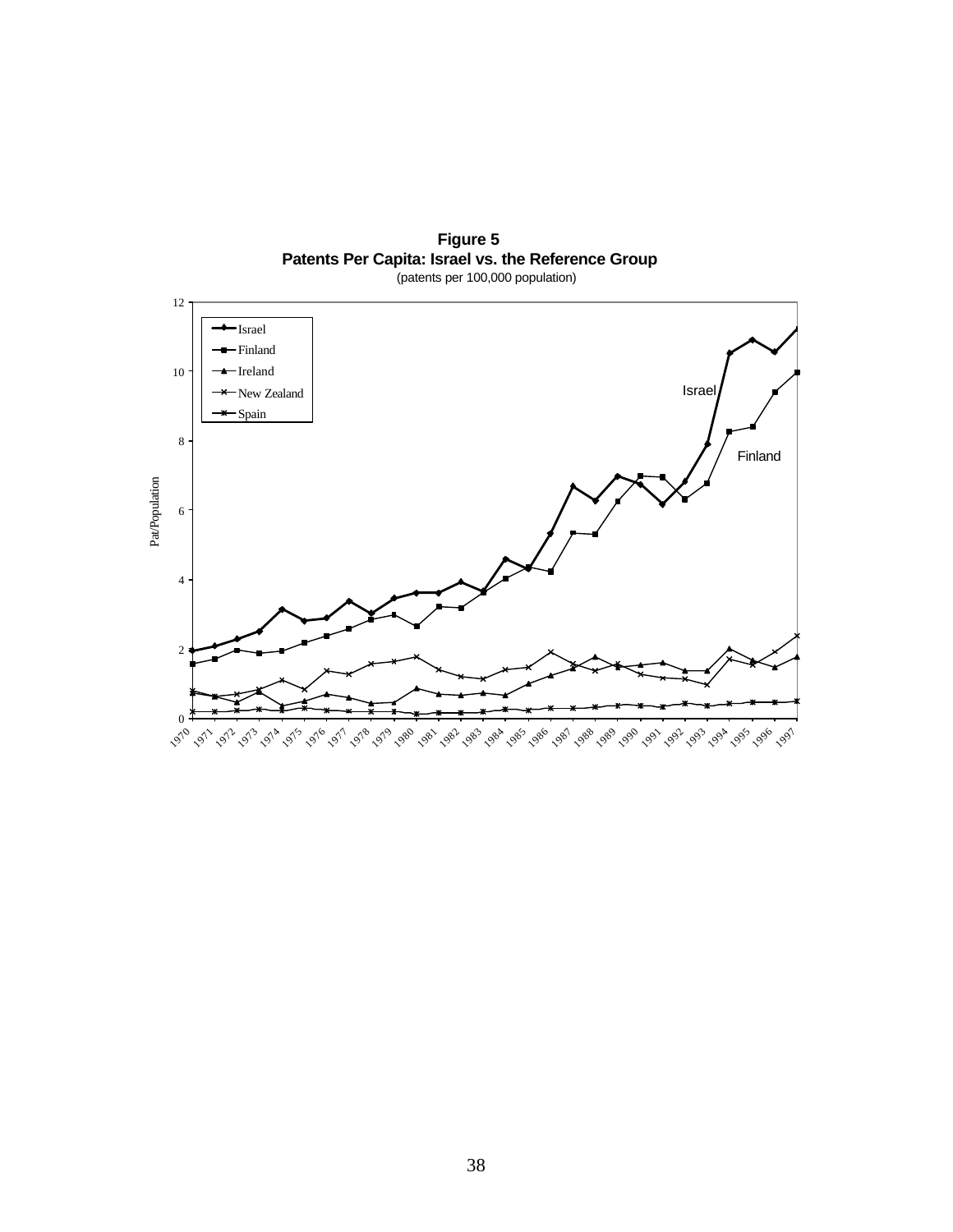**Figure 5**
**Patents Per Capita: Israel vs. the Reference Group**
(patents per 100,000 population)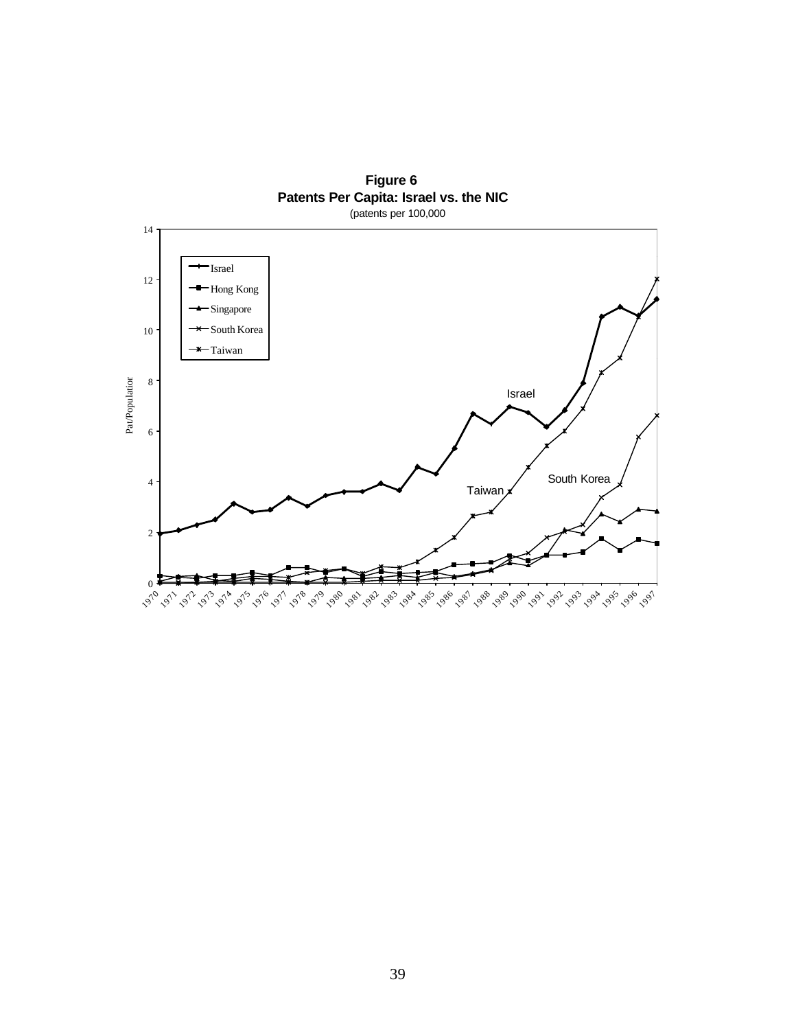**Figure 6**
**Patents Per Capita: Israel vs. the NIC**
(patents per 100,000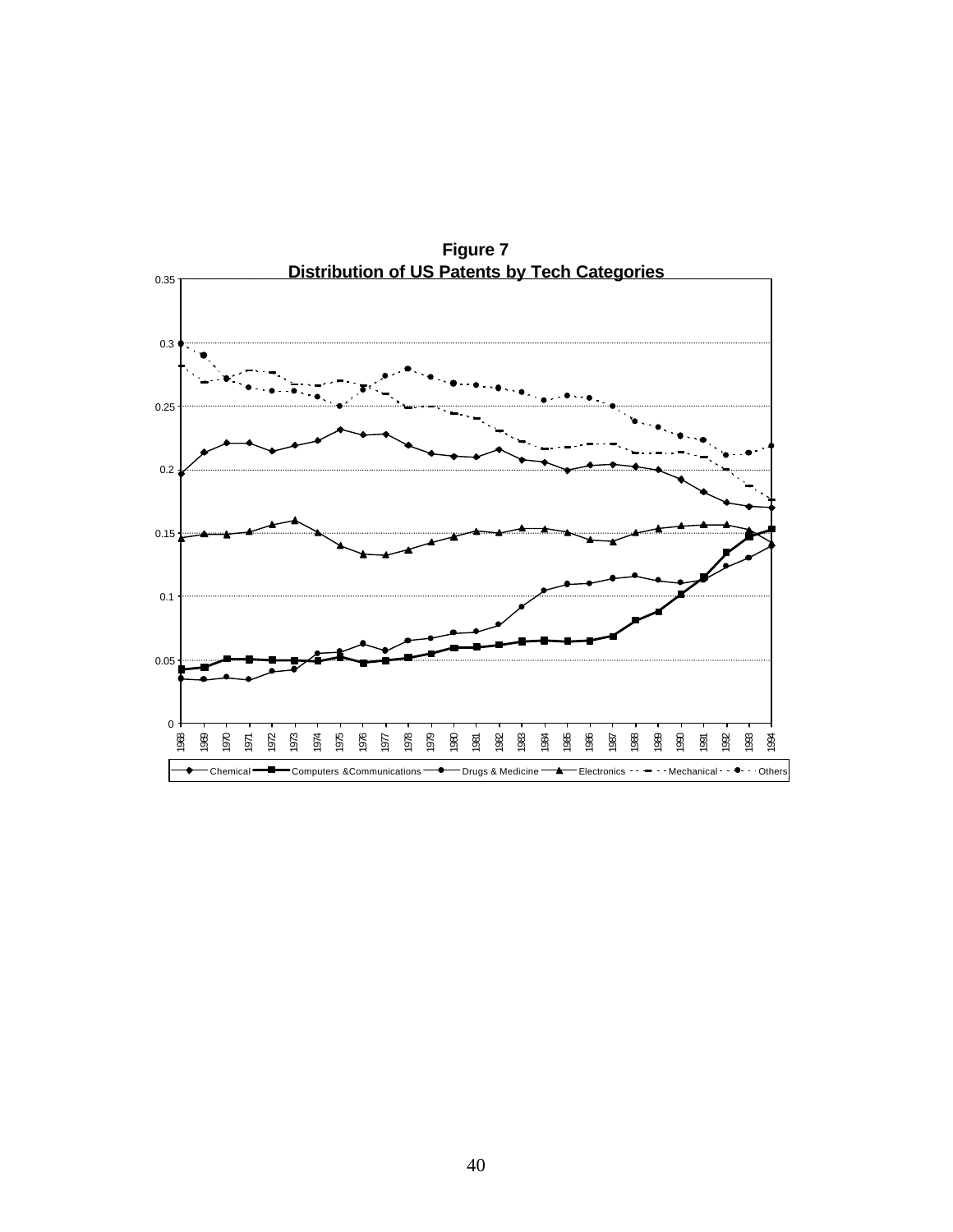**Figure 7**

**Distribution of US Patents by Tech Categories**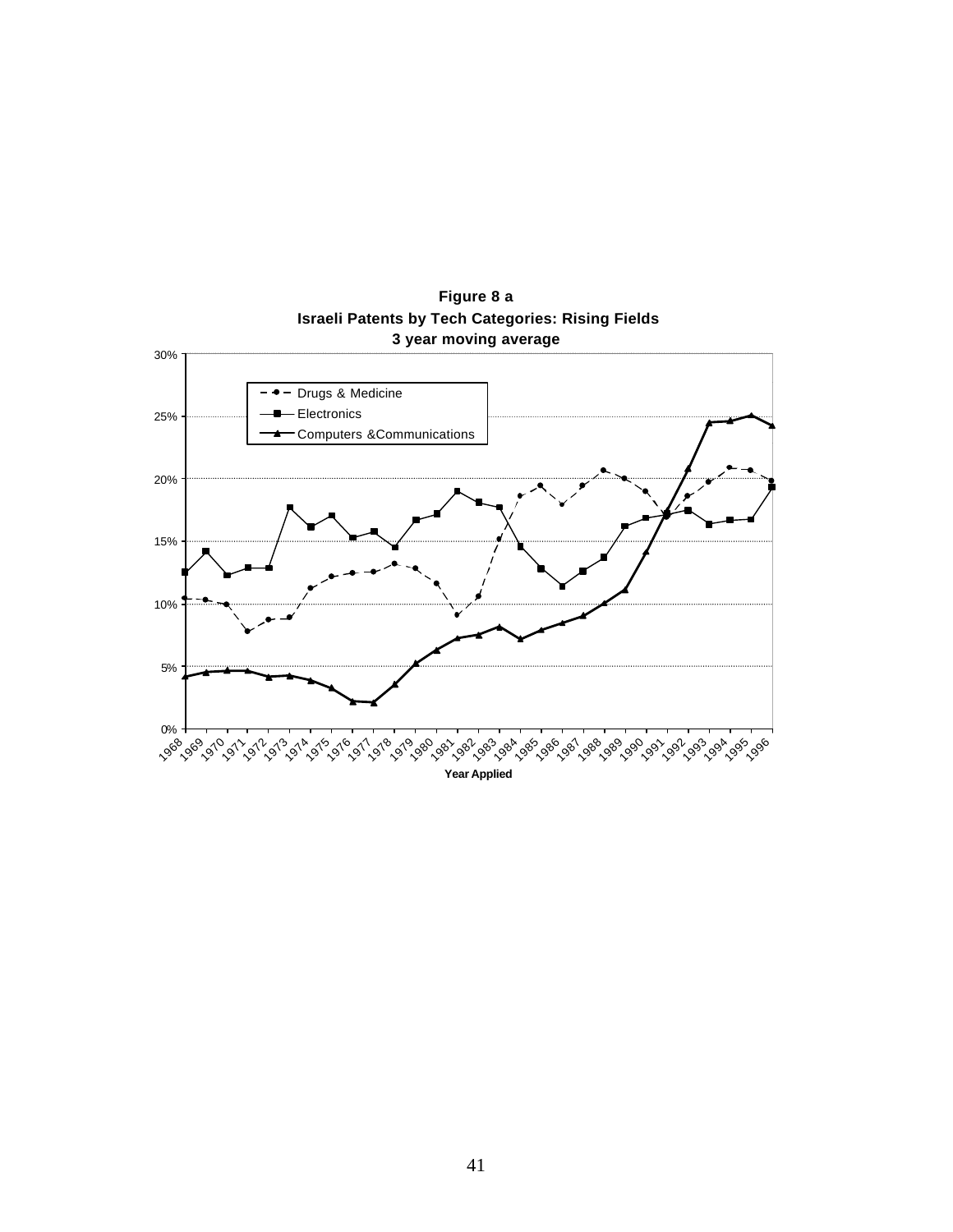**Figure 8 a**

**Israeli Patents by Tech Categories: Rising Fields**

**3 year moving average**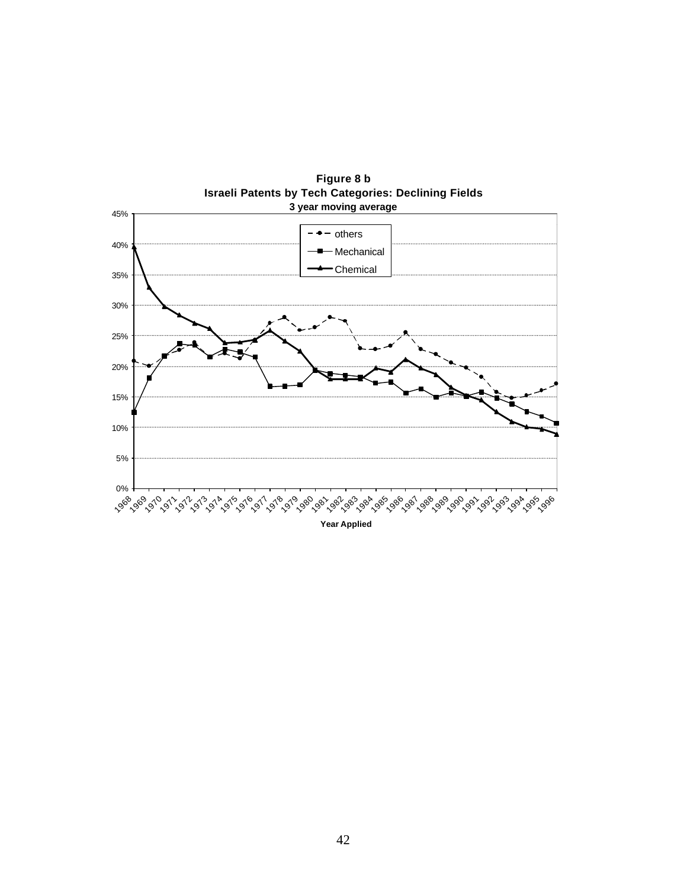**Figure 8 b**
**Israeli Patents by Tech Categories: Declining Fields**
**3 year moving average**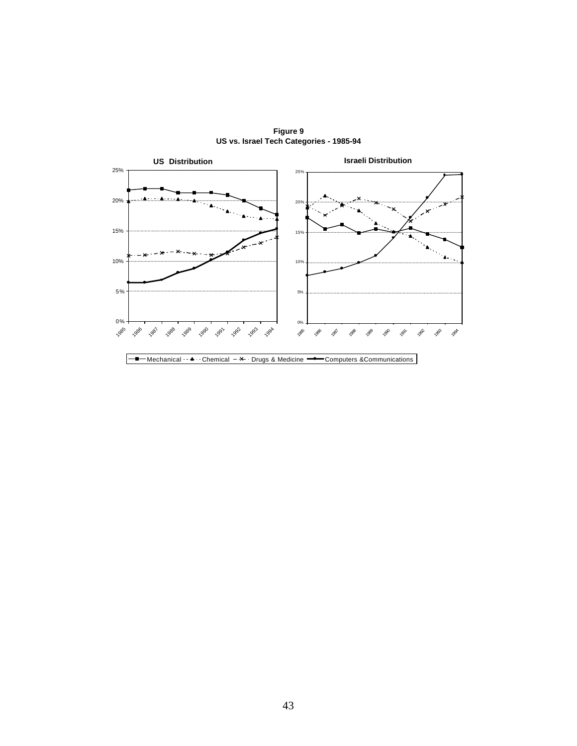**Figure 9**
**US vs. Israel Tech Categories - 1985-94**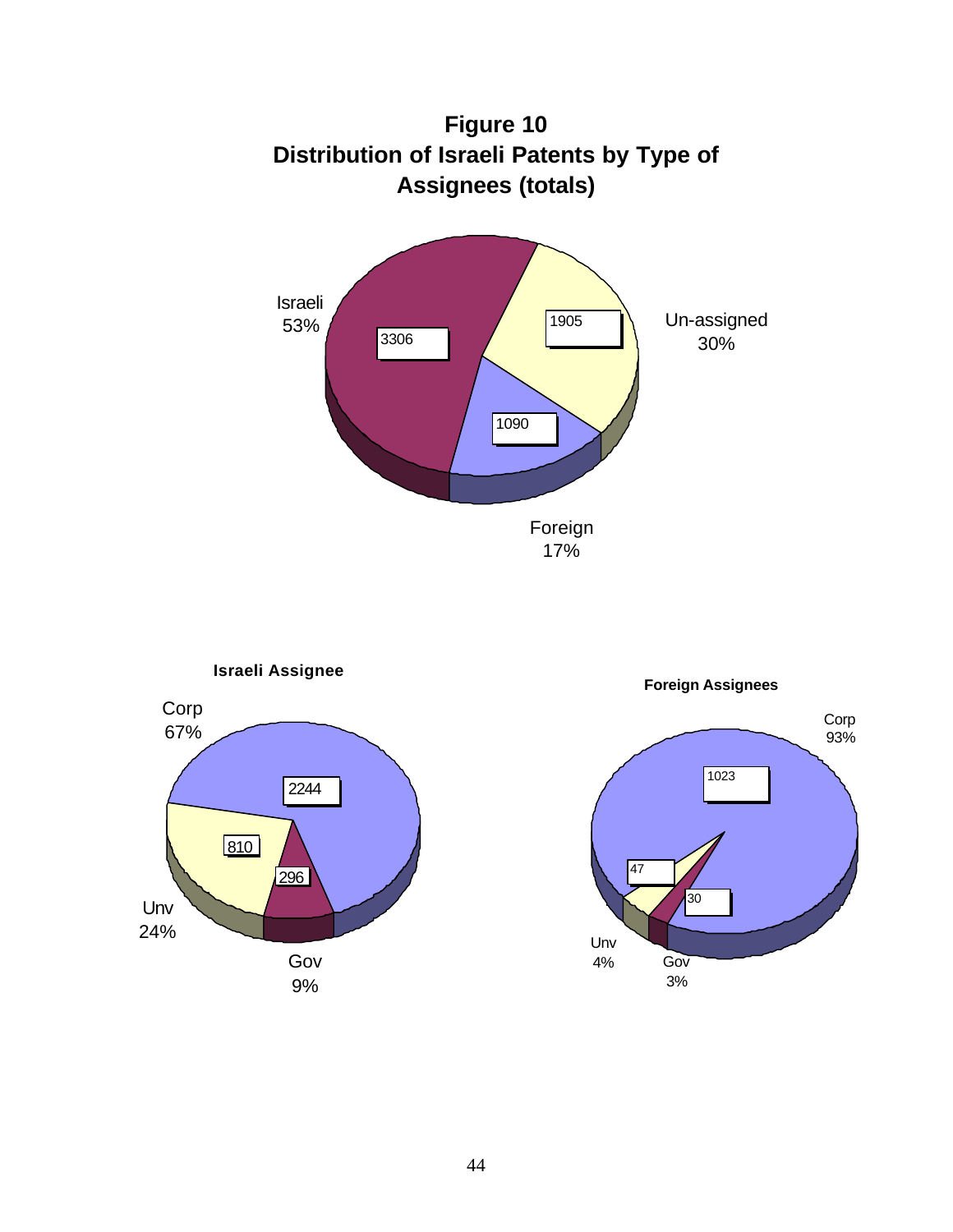**Figure 10**
**Distribution of Israeli Patents by Type of Assignees (totals)**

| Type of Assignee | Patents | Share |
|---|---|---|
| Israeli | 3306 | 53% |
| Un-assigned | 1905 | 30% |
| Foreign | 1090 | 17% |

**Israeli Assignee**

| Type | Patents | Share |
|---|---|---|
| Corp | 2244 | 67% |
| Unv | 810 | 24% |
| Gov | 296 | 9% |

**Foreign Assignees**

| Type | Patents | Share |
|---|---|---|
| Corp | 1023 | 93% |
| Unv | 47 | 4% |
| Gov | 30 | 3% |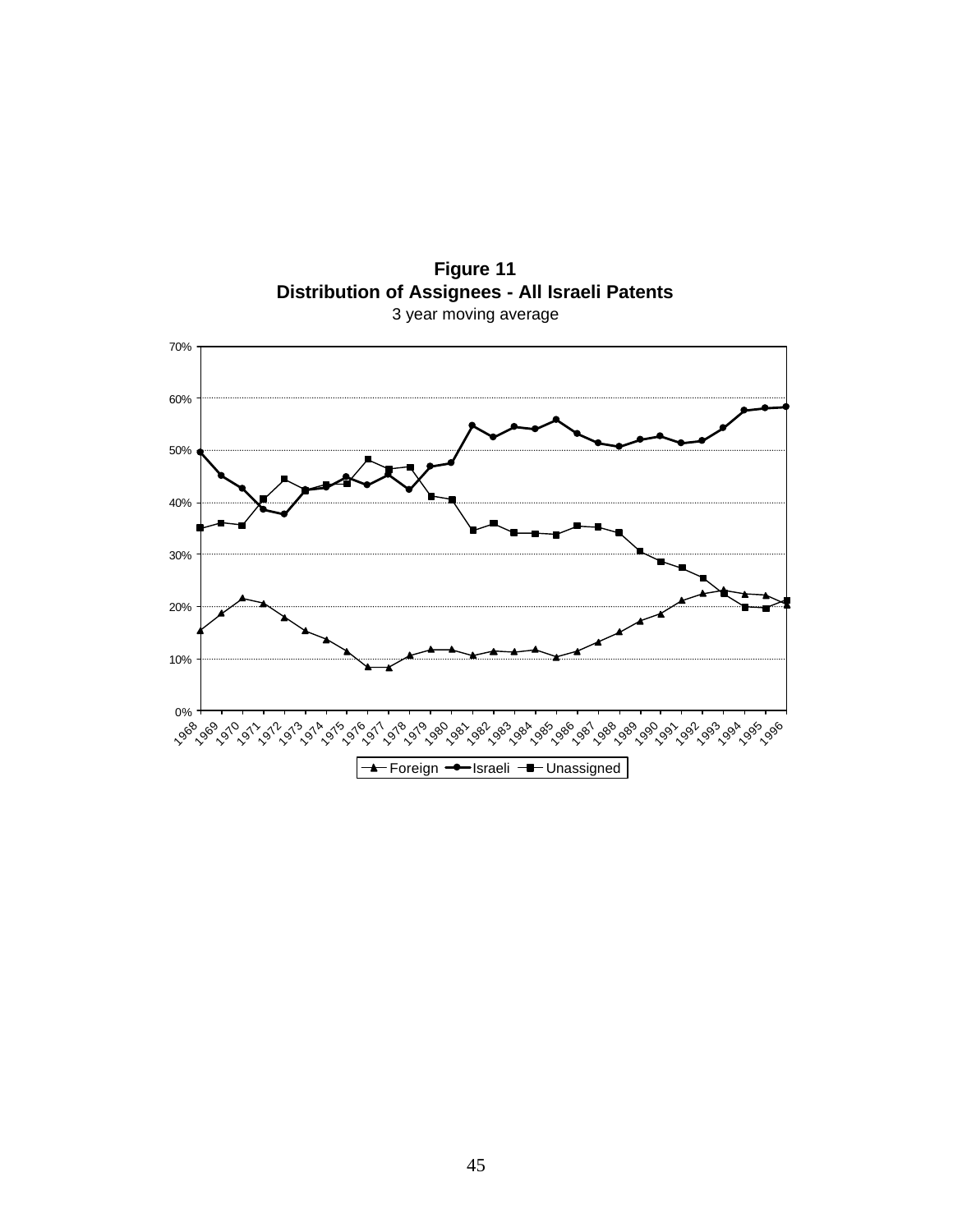**Figure 11**
**Distribution of Assignees - All Israeli Patents**
3 year moving average

70%
60%
50%
40%
30%
20%
10%
0%

1968 1969 1970 1971 1972 1973 1974 1975 1976 1977 1978 1979 1980 1981 1982 1983 1984 1985 1986 1987 1988 1989 1990 1991 1992 1993 1994 1995 1996

Foreign Israeli Unassigned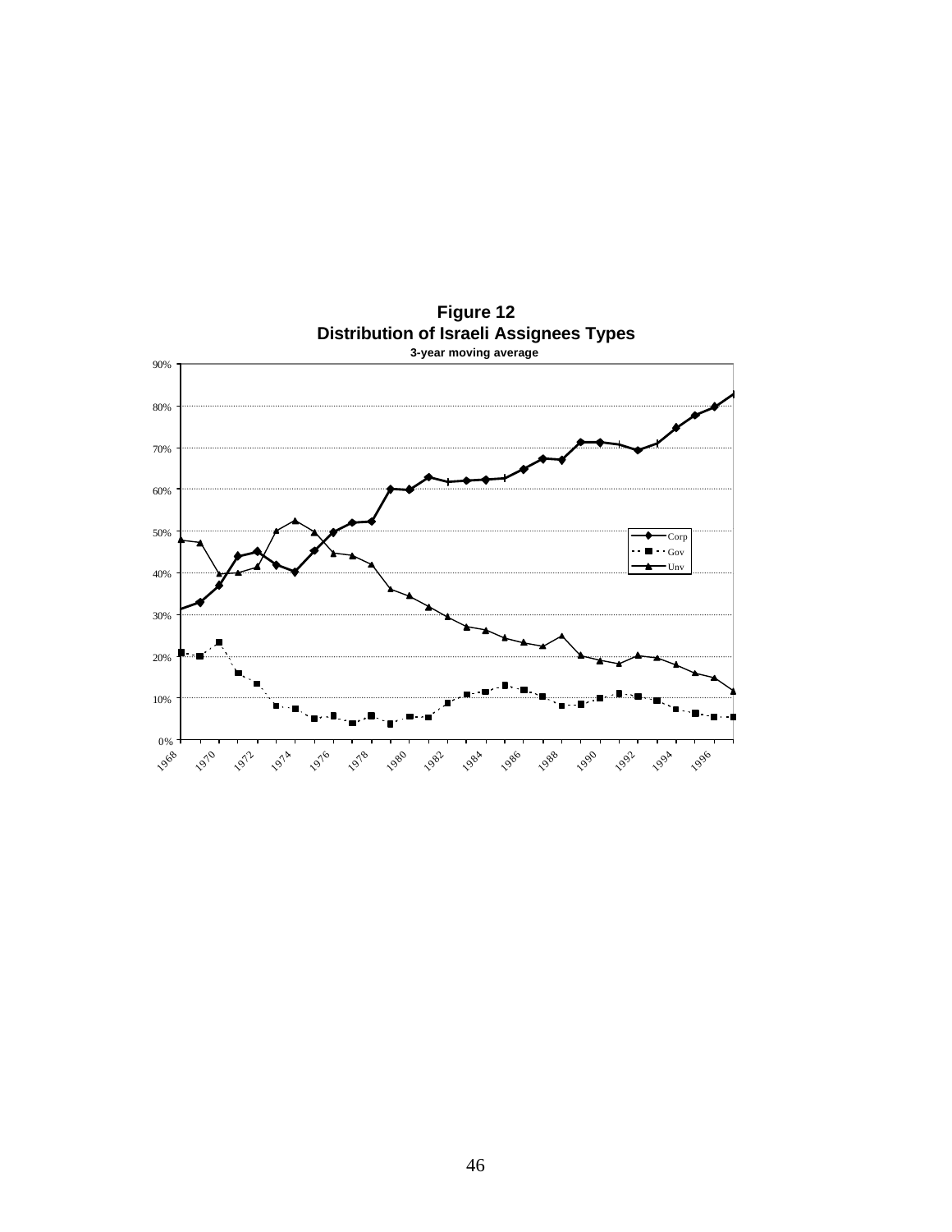**Figure 12**
**Distribution of Israeli Assignees Types**
**3-year moving average**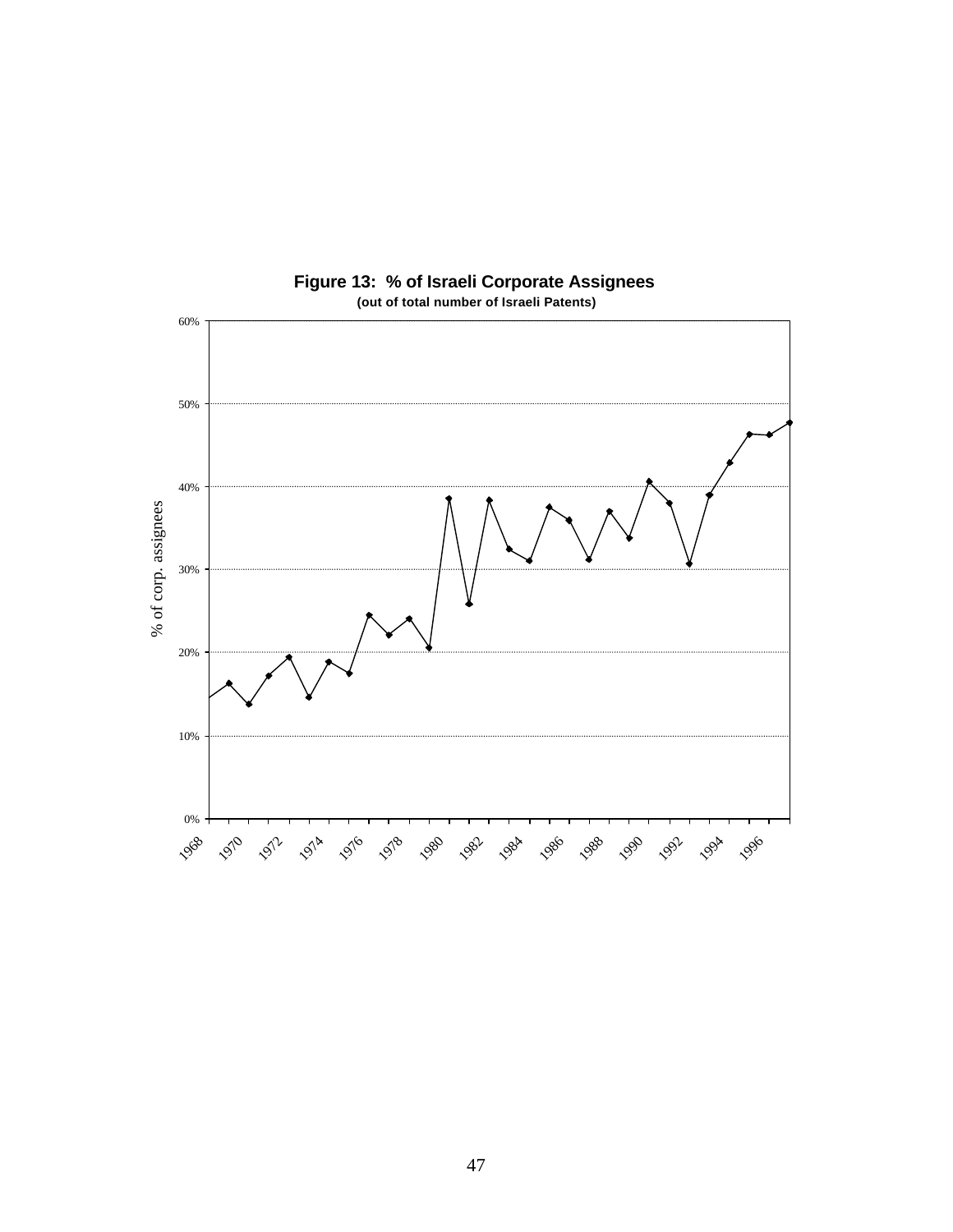**Figure 13: % of Israeli Corporate Assignees**

**(out of total number of Israeli Patents)**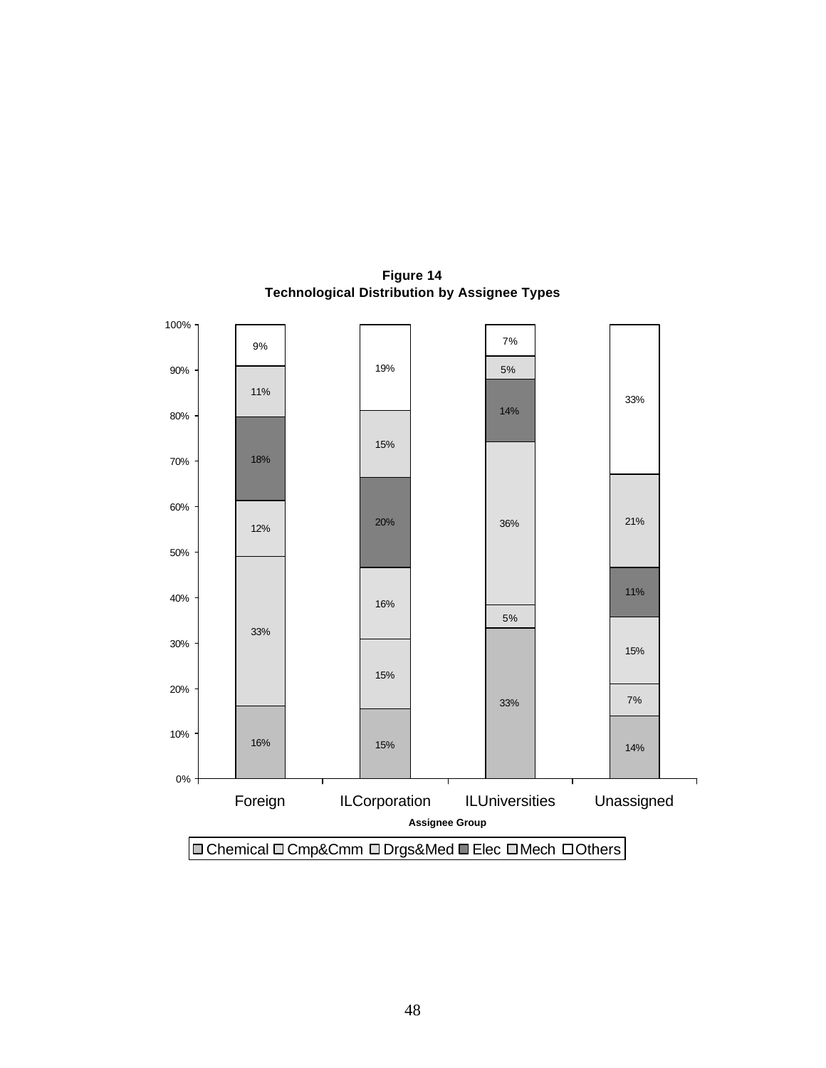**Figure 14**
**Technological Distribution by Assignee Types**

| Assignee Group | Chemical | Cmp&Cmm | Drgs&Med | Elec | Mech | Others |
|---|---|---|---|---|---|---|
| Foreign | 16% | 33% | 12% | 18% | 11% | 9% |
| ILCorporation | 15% | 15% | 16% | 20% | 15% | 19% |
| ILUniversities | 33% | 5% | 36% | 14% | 5% | 7% |
| Unassigned | 14% | 7% | 15% | 11% | 21% | 33% |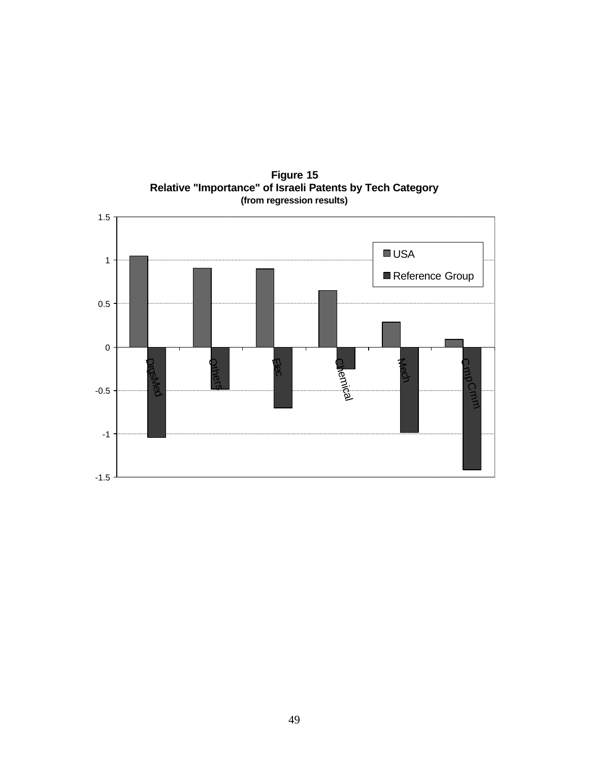**Figure 15**
**Relative "Importance" of Israeli Patents by Tech Category**
**(from regression results)**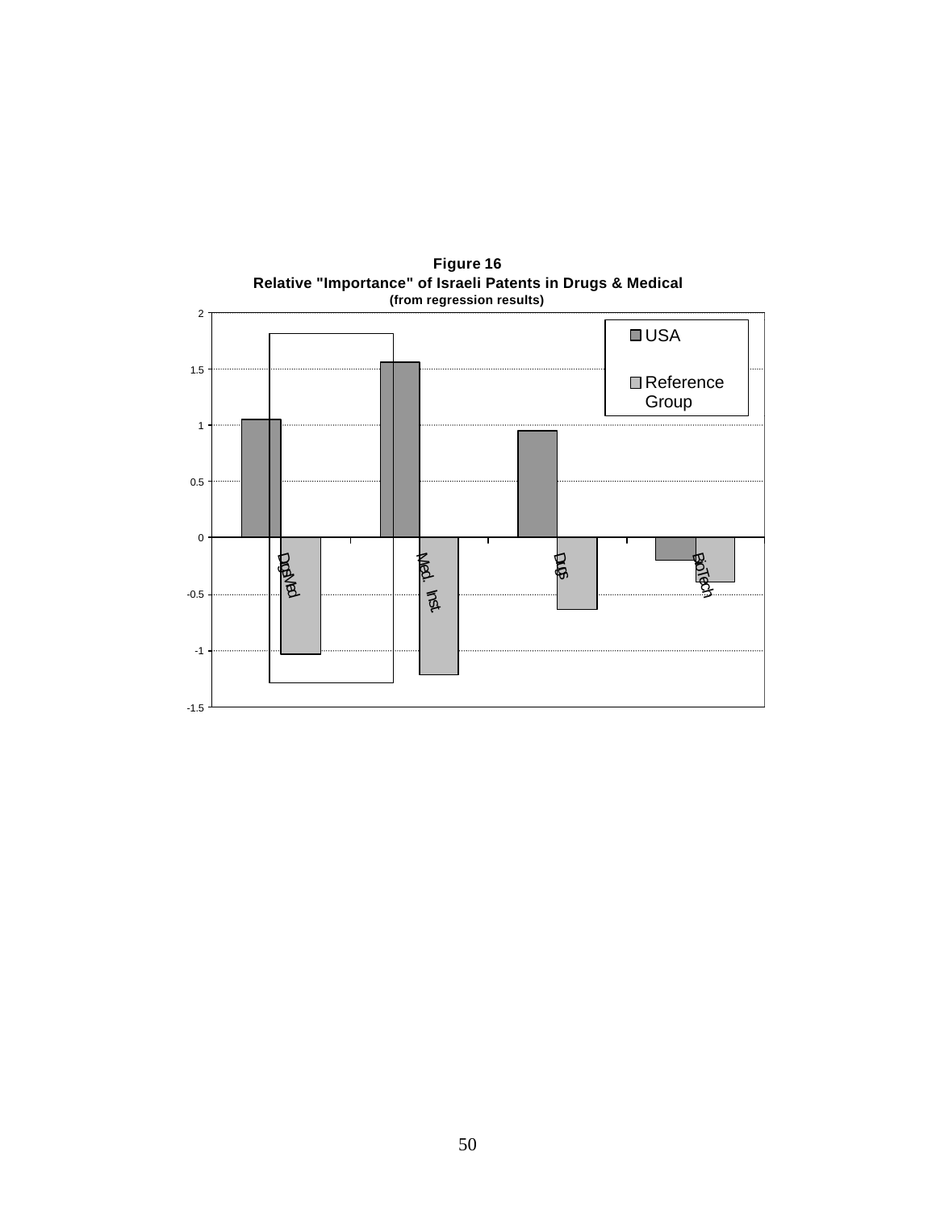**Figure 16**
**Relative "Importance" of Israeli Patents in Drugs & Medical**
**(from regression results)**

2
1.5
1
0.5
0
-0.5
-1
-1.5

USA
Reference Group

DrgsMed
Med. Inst.
Drugs
BioTech